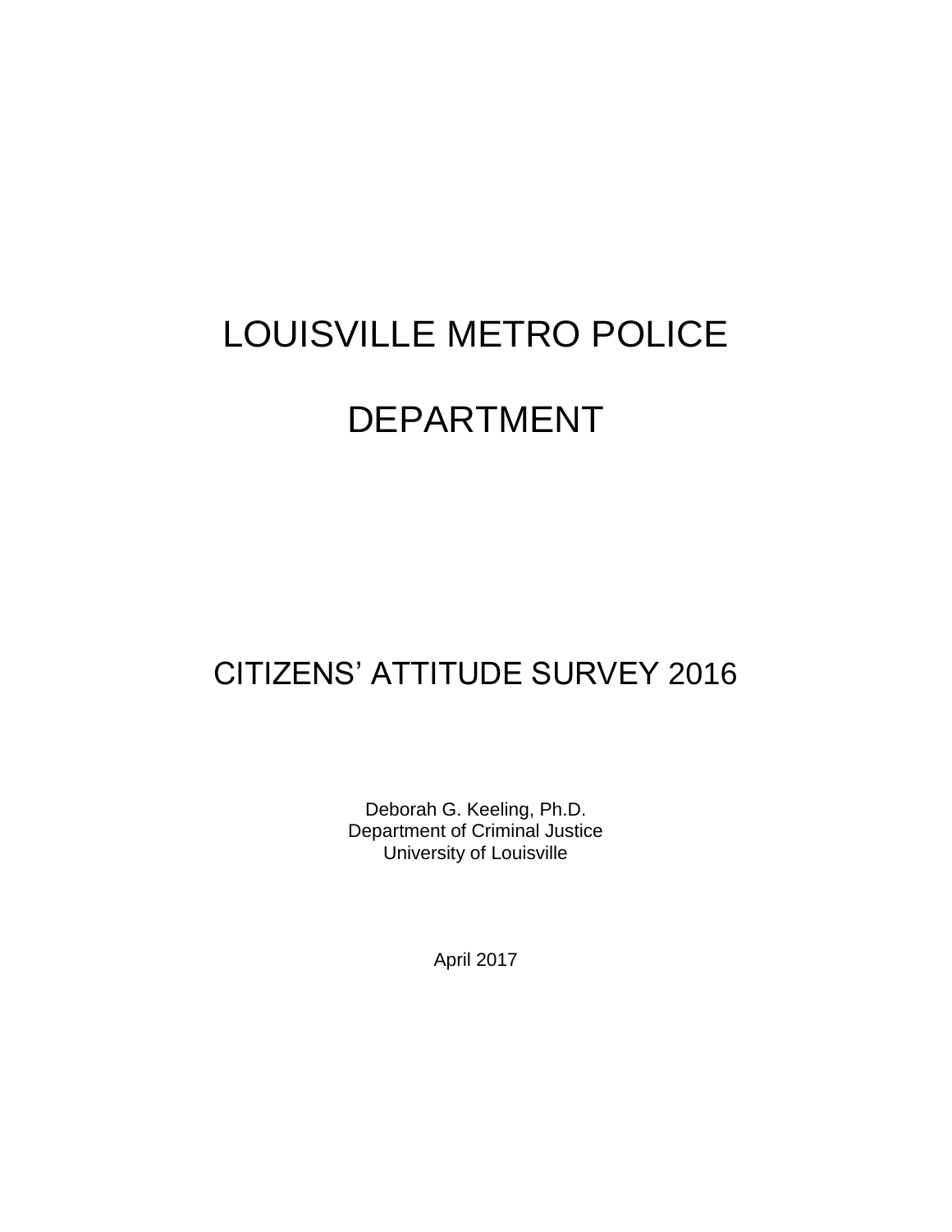# LOUISVILLE METRO POLICE DEPARTMENT

## CITIZENS' ATTITUDE SURVEY 2016

Deborah G. Keeling, Ph.D.
Department of Criminal Justice
University of Louisville

April 2017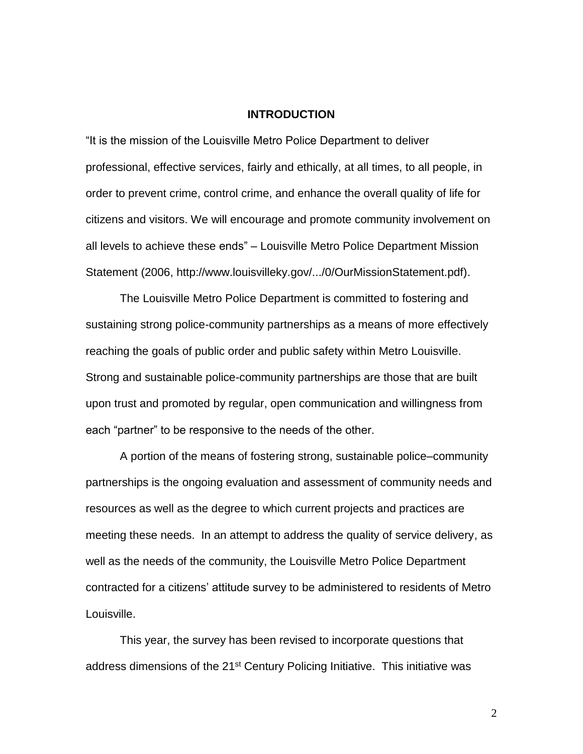# INTRODUCTION

"It is the mission of the Louisville Metro Police Department to deliver professional, effective services, fairly and ethically, at all times, to all people, in order to prevent crime, control crime, and enhance the overall quality of life for citizens and visitors. We will encourage and promote community involvement on all levels to achieve these ends" – Louisville Metro Police Department Mission Statement (2006, http://www.louisvilleky.gov/.../0/OurMissionStatement.pdf).

The Louisville Metro Police Department is committed to fostering and sustaining strong police-community partnerships as a means of more effectively reaching the goals of public order and public safety within Metro Louisville. Strong and sustainable police-community partnerships are those that are built upon trust and promoted by regular, open communication and willingness from each "partner" to be responsive to the needs of the other.

A portion of the means of fostering strong, sustainable police–community partnerships is the ongoing evaluation and assessment of community needs and resources as well as the degree to which current projects and practices are meeting these needs. In an attempt to address the quality of service delivery, as well as the needs of the community, the Louisville Metro Police Department contracted for a citizens' attitude survey to be administered to residents of Metro Louisville.

This year, the survey has been revised to incorporate questions that address dimensions of the 21st Century Policing Initiative. This initiative was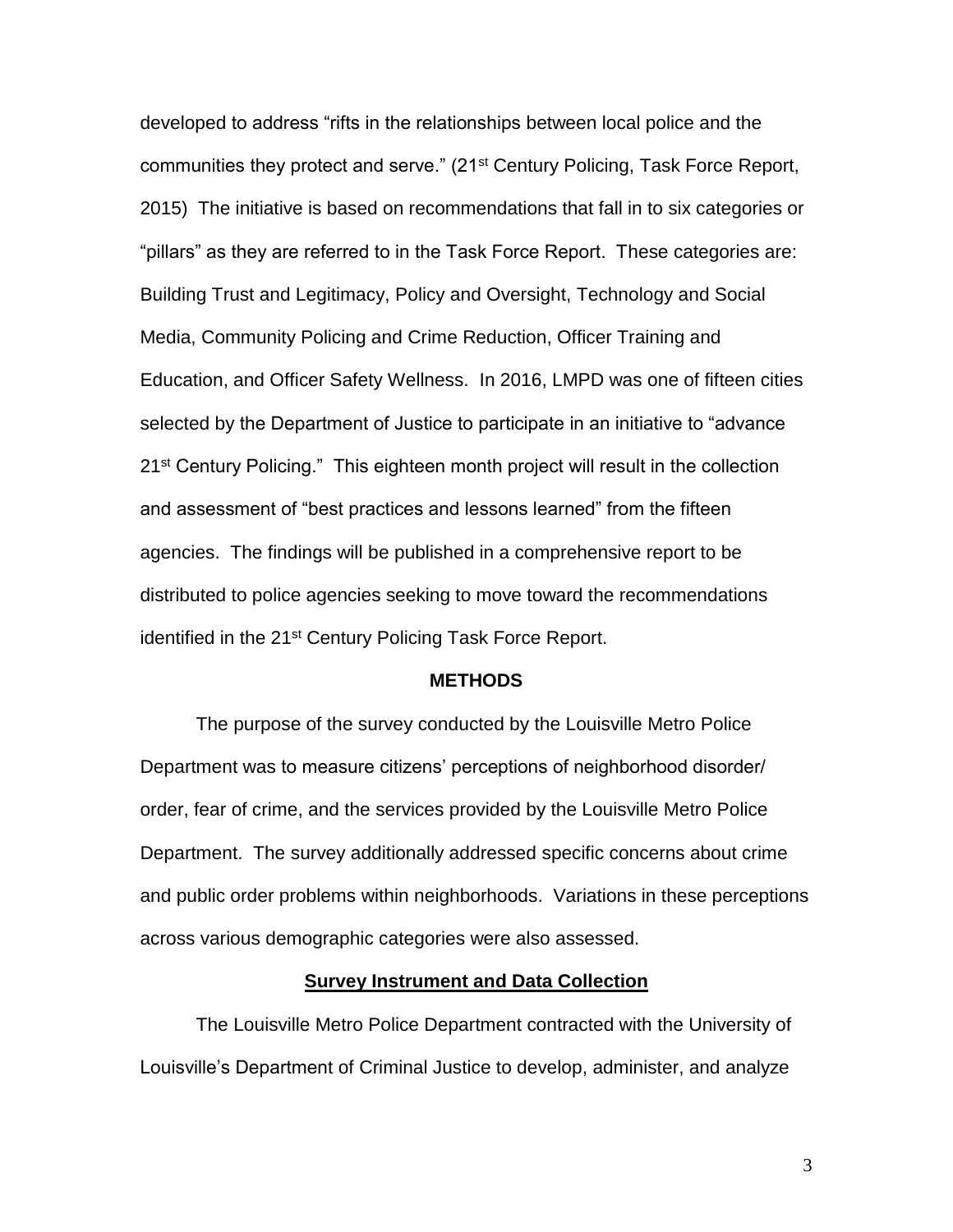developed to address "rifts in the relationships between local police and the communities they protect and serve." (21st Century Policing, Task Force Report, 2015) The initiative is based on recommendations that fall in to six categories or "pillars" as they are referred to in the Task Force Report. These categories are: Building Trust and Legitimacy, Policy and Oversight, Technology and Social Media, Community Policing and Crime Reduction, Officer Training and Education, and Officer Safety Wellness. In 2016, LMPD was one of fifteen cities selected by the Department of Justice to participate in an initiative to "advance 21st Century Policing." This eighteen month project will result in the collection and assessment of "best practices and lessons learned" from the fifteen agencies. The findings will be published in a comprehensive report to be distributed to police agencies seeking to move toward the recommendations identified in the 21st Century Policing Task Force Report.

## METHODS

The purpose of the survey conducted by the Louisville Metro Police Department was to measure citizens' perceptions of neighborhood disorder/ order, fear of crime, and the services provided by the Louisville Metro Police Department. The survey additionally addressed specific concerns about crime and public order problems within neighborhoods. Variations in these perceptions across various demographic categories were also assessed.

### Survey Instrument and Data Collection

The Louisville Metro Police Department contracted with the University of Louisville's Department of Criminal Justice to develop, administer, and analyze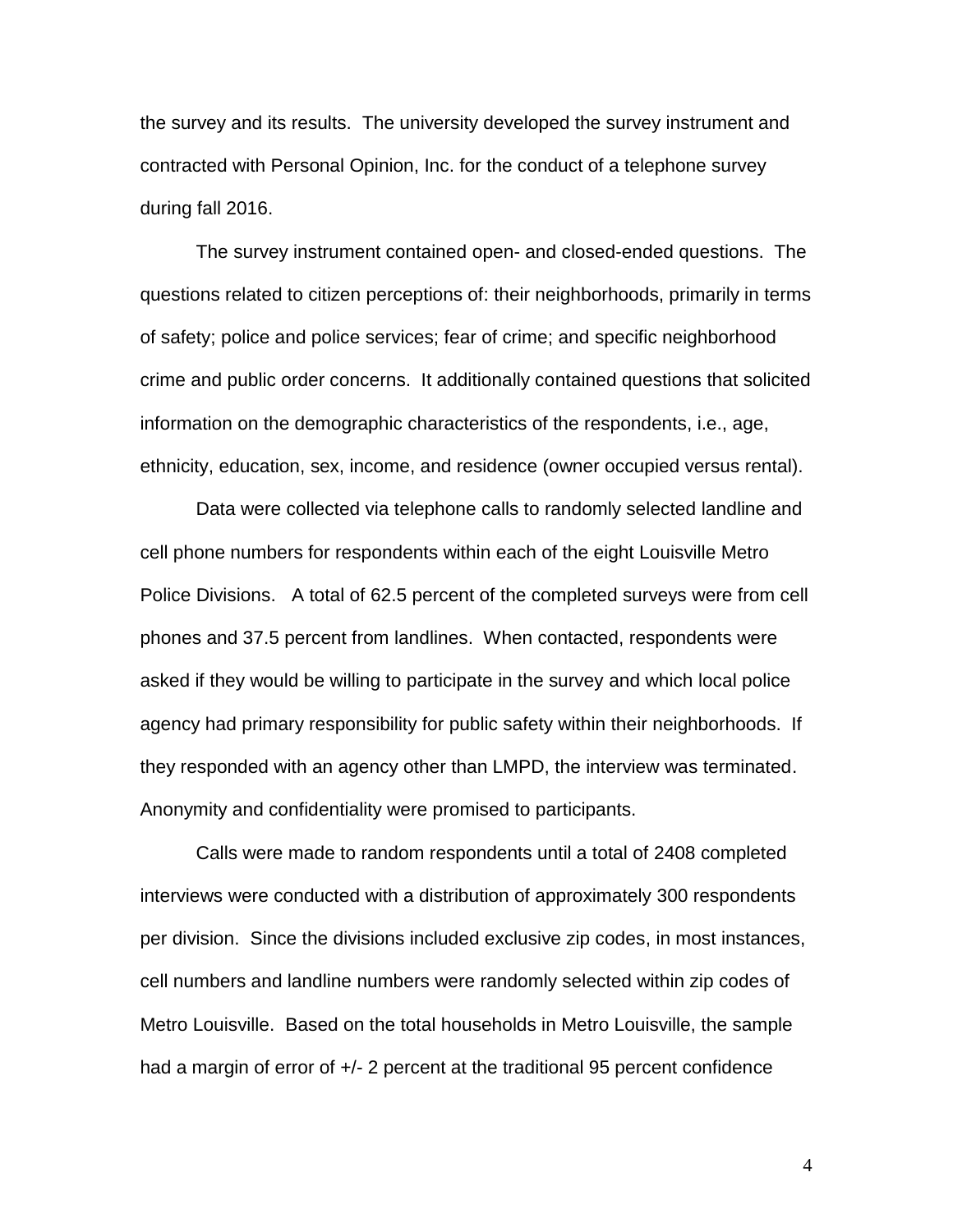the survey and its results. The university developed the survey instrument and contracted with Personal Opinion, Inc. for the conduct of a telephone survey during fall 2016.

The survey instrument contained open- and closed-ended questions. The questions related to citizen perceptions of: their neighborhoods, primarily in terms of safety; police and police services; fear of crime; and specific neighborhood crime and public order concerns. It additionally contained questions that solicited information on the demographic characteristics of the respondents, i.e., age, ethnicity, education, sex, income, and residence (owner occupied versus rental).

Data were collected via telephone calls to randomly selected landline and cell phone numbers for respondents within each of the eight Louisville Metro Police Divisions. A total of 62.5 percent of the completed surveys were from cell phones and 37.5 percent from landlines. When contacted, respondents were asked if they would be willing to participate in the survey and which local police agency had primary responsibility for public safety within their neighborhoods. If they responded with an agency other than LMPD, the interview was terminated. Anonymity and confidentiality were promised to participants.

Calls were made to random respondents until a total of 2408 completed interviews were conducted with a distribution of approximately 300 respondents per division. Since the divisions included exclusive zip codes, in most instances, cell numbers and landline numbers were randomly selected within zip codes of Metro Louisville. Based on the total households in Metro Louisville, the sample had a margin of error of +/- 2 percent at the traditional 95 percent confidence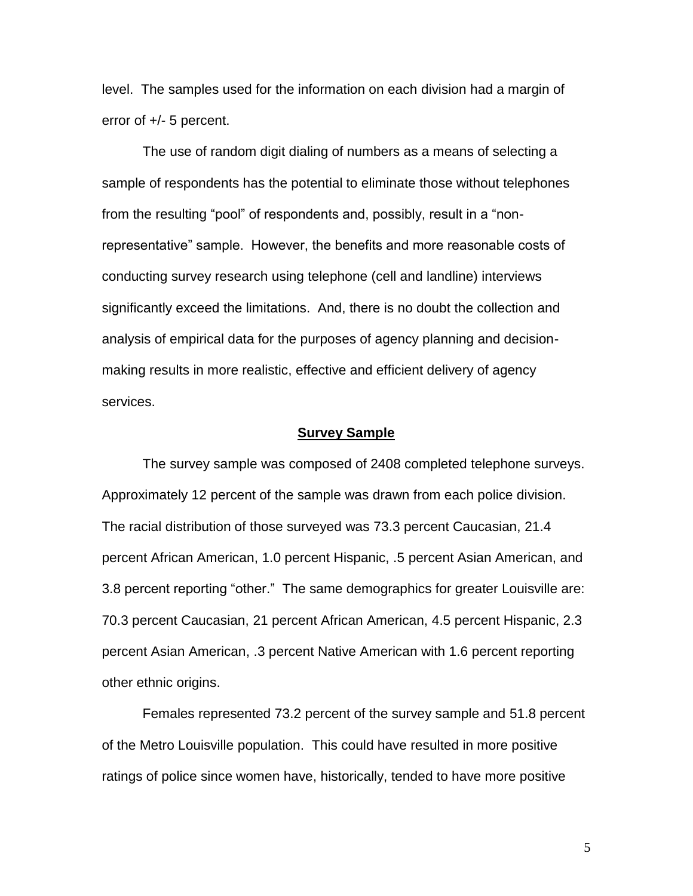level. The samples used for the information on each division had a margin of error of +/- 5 percent.

The use of random digit dialing of numbers as a means of selecting a sample of respondents has the potential to eliminate those without telephones from the resulting "pool" of respondents and, possibly, result in a "non-representative" sample. However, the benefits and more reasonable costs of conducting survey research using telephone (cell and landline) interviews significantly exceed the limitations. And, there is no doubt the collection and analysis of empirical data for the purposes of agency planning and decision-making results in more realistic, effective and efficient delivery of agency services.

## Survey Sample

The survey sample was composed of 2408 completed telephone surveys. Approximately 12 percent of the sample was drawn from each police division. The racial distribution of those surveyed was 73.3 percent Caucasian, 21.4 percent African American, 1.0 percent Hispanic, .5 percent Asian American, and 3.8 percent reporting "other." The same demographics for greater Louisville are: 70.3 percent Caucasian, 21 percent African American, 4.5 percent Hispanic, 2.3 percent Asian American, .3 percent Native American with 1.6 percent reporting other ethnic origins.

Females represented 73.2 percent of the survey sample and 51.8 percent of the Metro Louisville population. This could have resulted in more positive ratings of police since women have, historically, tended to have more positive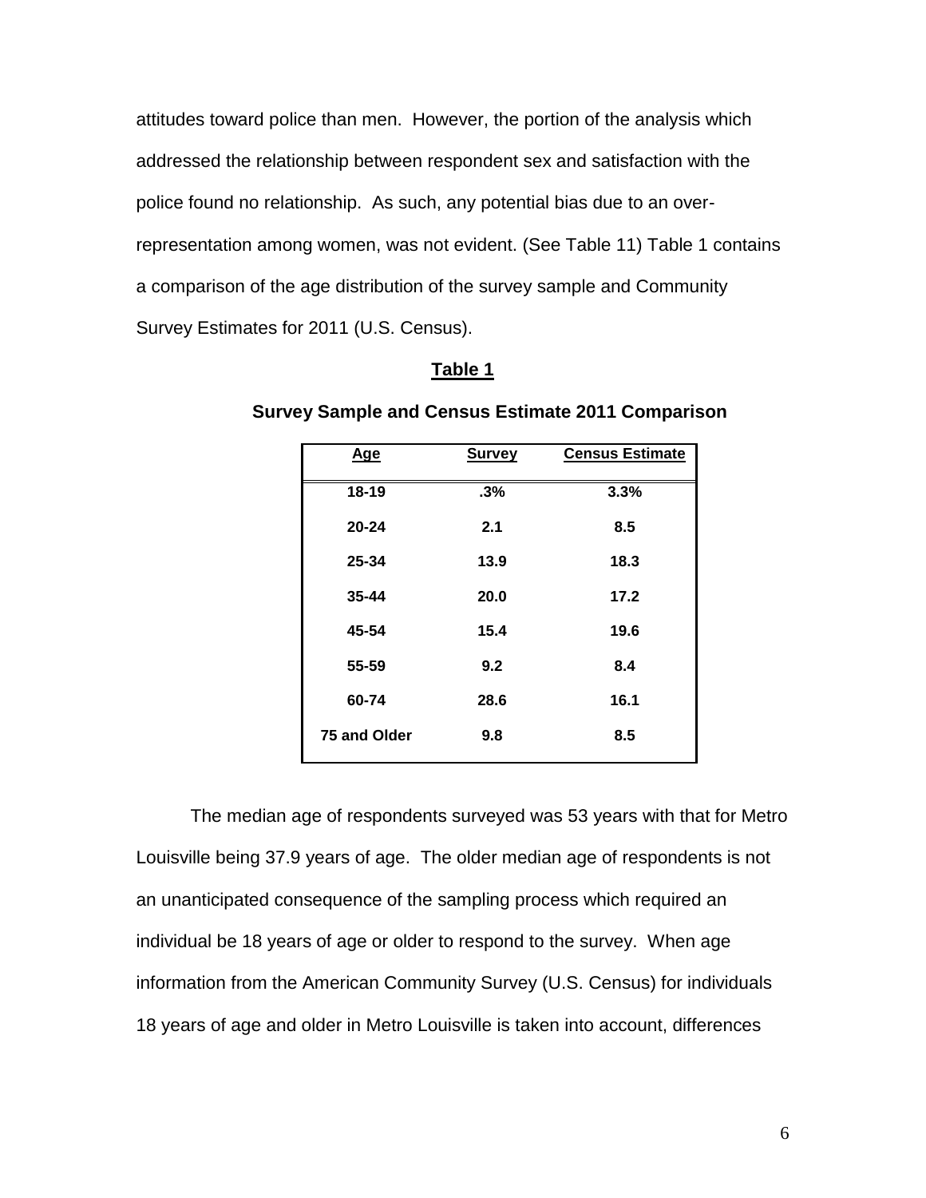attitudes toward police than men. However, the portion of the analysis which addressed the relationship between respondent sex and satisfaction with the police found no relationship. As such, any potential bias due to an over-representation among women, was not evident. (See Table 11) Table 1 contains a comparison of the age distribution of the survey sample and Community Survey Estimates for 2011 (U.S. Census).

**Table 1**

**Survey Sample and Census Estimate 2011 Comparison**

| Age | Survey | Census Estimate |
|---|---|---|
| 18-19 | .3% | 3.3% |
| 20-24 | 2.1 | 8.5 |
| 25-34 | 13.9 | 18.3 |
| 35-44 | 20.0 | 17.2 |
| 45-54 | 15.4 | 19.6 |
| 55-59 | 9.2 | 8.4 |
| 60-74 | 28.6 | 16.1 |
| 75 and Older | 9.8 | 8.5 |

The median age of respondents surveyed was 53 years with that for Metro Louisville being 37.9 years of age. The older median age of respondents is not an unanticipated consequence of the sampling process which required an individual be 18 years of age or older to respond to the survey. When age information from the American Community Survey (U.S. Census) for individuals 18 years of age and older in Metro Louisville is taken into account, differences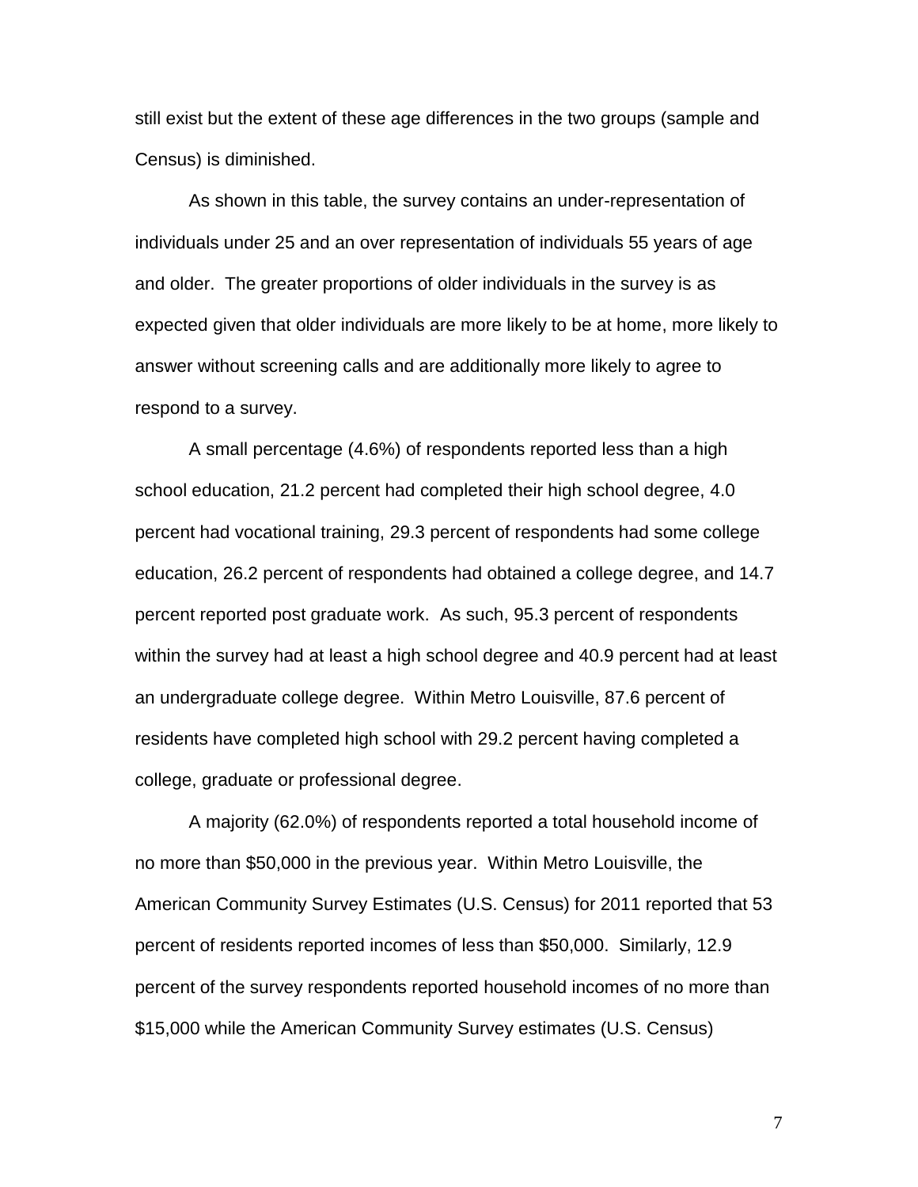still exist but the extent of these age differences in the two groups (sample and Census) is diminished.

As shown in this table, the survey contains an under-representation of individuals under 25 and an over representation of individuals 55 years of age and older. The greater proportions of older individuals in the survey is as expected given that older individuals are more likely to be at home, more likely to answer without screening calls and are additionally more likely to agree to respond to a survey.

A small percentage (4.6%) of respondents reported less than a high school education, 21.2 percent had completed their high school degree, 4.0 percent had vocational training, 29.3 percent of respondents had some college education, 26.2 percent of respondents had obtained a college degree, and 14.7 percent reported post graduate work. As such, 95.3 percent of respondents within the survey had at least a high school degree and 40.9 percent had at least an undergraduate college degree. Within Metro Louisville, 87.6 percent of residents have completed high school with 29.2 percent having completed a college, graduate or professional degree.

A majority (62.0%) of respondents reported a total household income of no more than $50,000 in the previous year. Within Metro Louisville, the American Community Survey Estimates (U.S. Census) for 2011 reported that 53 percent of residents reported incomes of less than $50,000. Similarly, 12.9 percent of the survey respondents reported household incomes of no more than $15,000 while the American Community Survey estimates (U.S. Census)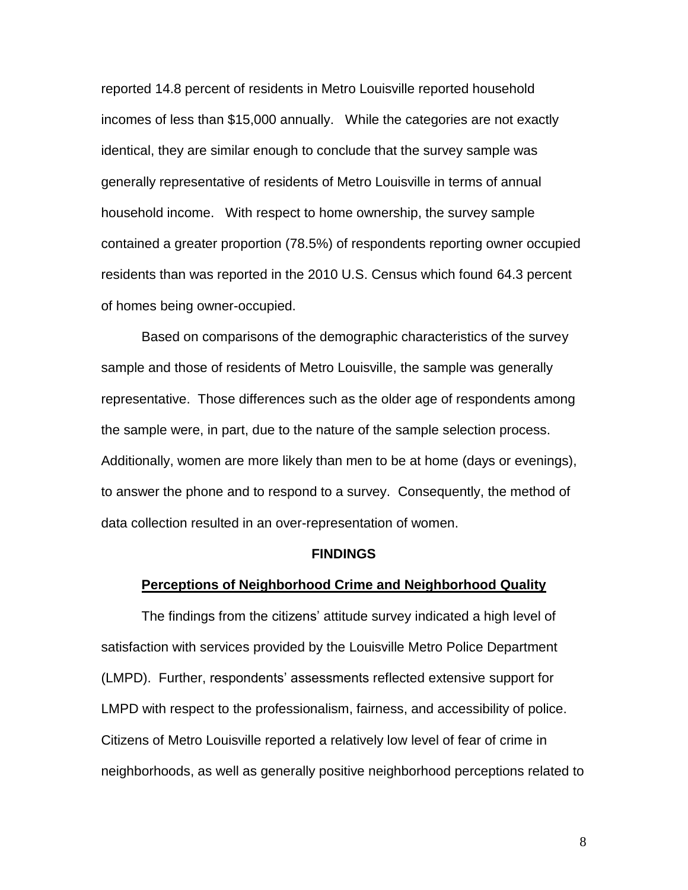reported 14.8 percent of residents in Metro Louisville reported household incomes of less than $15,000 annually. While the categories are not exactly identical, they are similar enough to conclude that the survey sample was generally representative of residents of Metro Louisville in terms of annual household income. With respect to home ownership, the survey sample contained a greater proportion (78.5%) of respondents reporting owner occupied residents than was reported in the 2010 U.S. Census which found 64.3 percent of homes being owner-occupied.

Based on comparisons of the demographic characteristics of the survey sample and those of residents of Metro Louisville, the sample was generally representative. Those differences such as the older age of respondents among the sample were, in part, due to the nature of the sample selection process. Additionally, women are more likely than men to be at home (days or evenings), to answer the phone and to respond to a survey. Consequently, the method of data collection resulted in an over-representation of women.

## FINDINGS

### Perceptions of Neighborhood Crime and Neighborhood Quality

The findings from the citizens' attitude survey indicated a high level of satisfaction with services provided by the Louisville Metro Police Department (LMPD). Further, respondents' assessments reflected extensive support for LMPD with respect to the professionalism, fairness, and accessibility of police. Citizens of Metro Louisville reported a relatively low level of fear of crime in neighborhoods, as well as generally positive neighborhood perceptions related to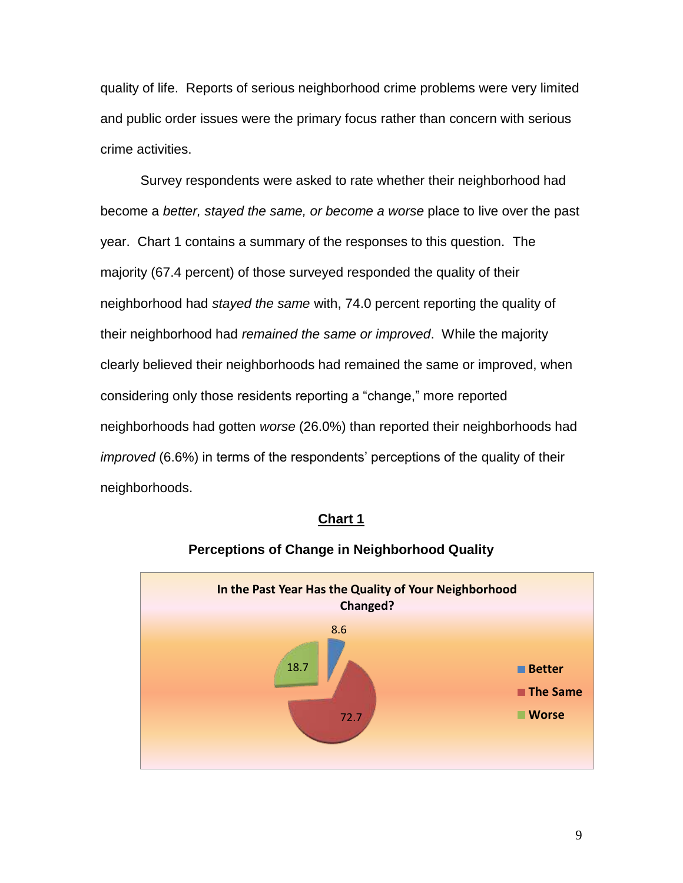quality of life. Reports of serious neighborhood crime problems were very limited and public order issues were the primary focus rather than concern with serious crime activities.

Survey respondents were asked to rate whether their neighborhood had become a *better, stayed the same, or become a worse* place to live over the past year. Chart 1 contains a summary of the responses to this question. The majority (67.4 percent) of those surveyed responded the quality of their neighborhood had *stayed the same* with, 74.0 percent reporting the quality of their neighborhood had *remained the same or improved*. While the majority clearly believed their neighborhoods had remained the same or improved, when considering only those residents reporting a "change," more reported neighborhoods had gotten *worse* (26.0%) than reported their neighborhoods had *improved* (6.6%) in terms of the respondents' perceptions of the quality of their neighborhoods.

**Chart 1**

**Perceptions of Change in Neighborhood Quality**

In the Past Year Has the Quality of Your Neighborhood Changed?

| Response | Percent |
|---|---|
| Better | 8.6 |
| The Same | 72.7 |
| Worse | 18.7 |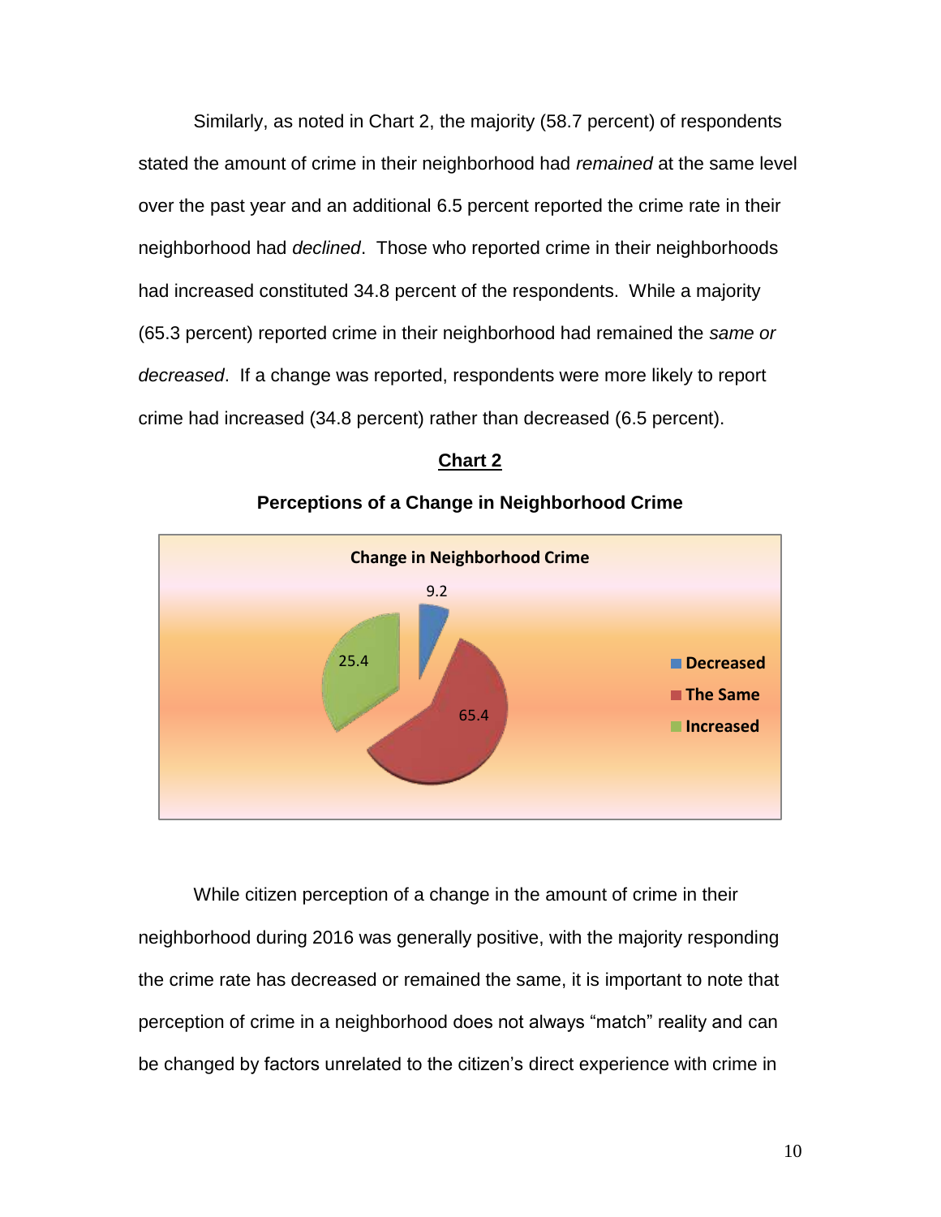Similarly, as noted in Chart 2, the majority (58.7 percent) of respondents stated the amount of crime in their neighborhood had *remained* at the same level over the past year and an additional 6.5 percent reported the crime rate in their neighborhood had *declined*. Those who reported crime in their neighborhoods had increased constituted 34.8 percent of the respondents. While a majority (65.3 percent) reported crime in their neighborhood had remained the *same or decreased*. If a change was reported, respondents were more likely to report crime had increased (34.8 percent) rather than decreased (6.5 percent).

**Chart 2**

**Perceptions of a Change in Neighborhood Crime**

**Change in Neighborhood Crime**

| Category | Percent |
|---|---|
| Decreased | 9.2 |
| The Same | 65.4 |
| Increased | 25.4 |

While citizen perception of a change in the amount of crime in their neighborhood during 2016 was generally positive, with the majority responding the crime rate has decreased or remained the same, it is important to note that perception of crime in a neighborhood does not always "match" reality and can be changed by factors unrelated to the citizen's direct experience with crime in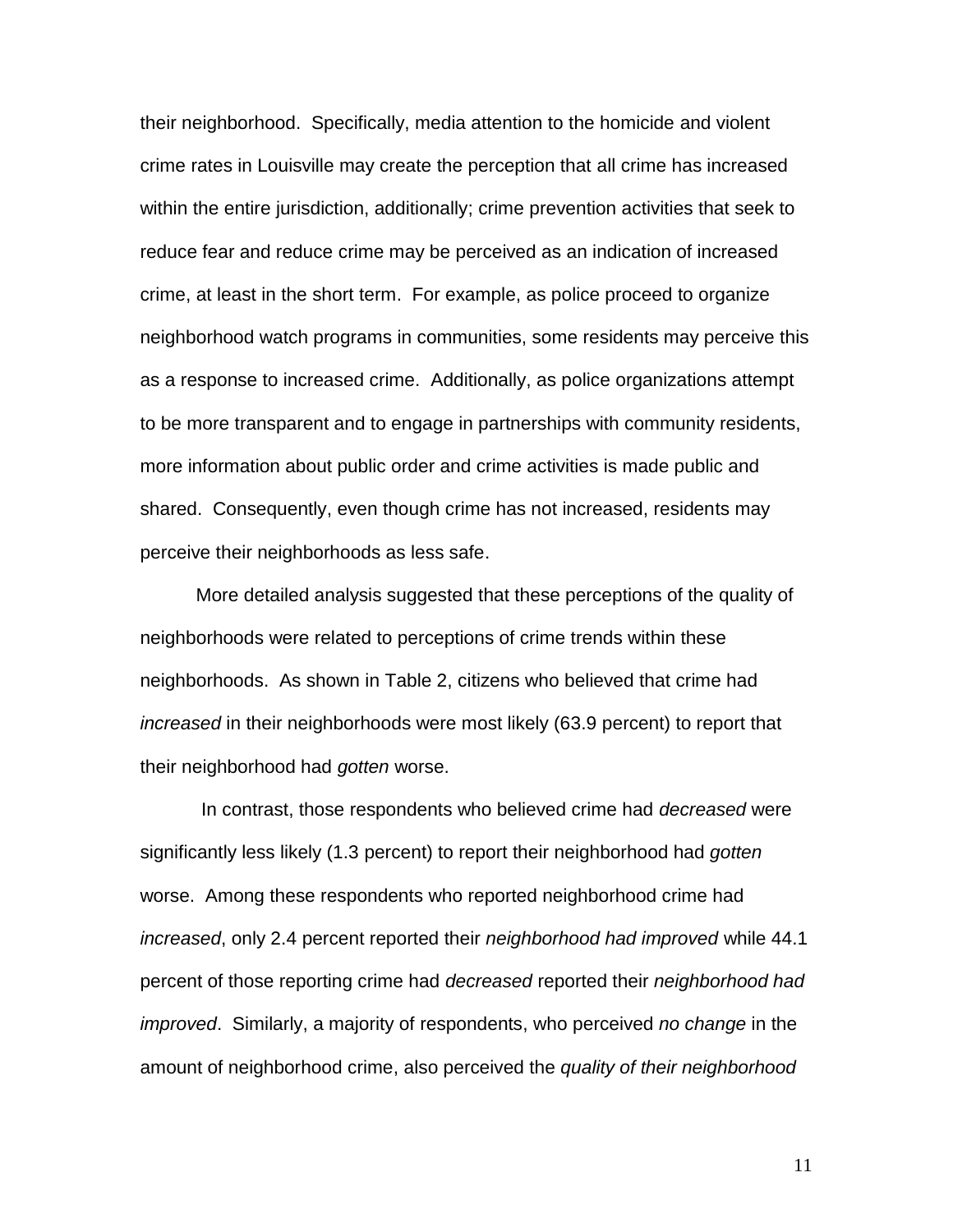their neighborhood. Specifically, media attention to the homicide and violent crime rates in Louisville may create the perception that all crime has increased within the entire jurisdiction, additionally; crime prevention activities that seek to reduce fear and reduce crime may be perceived as an indication of increased crime, at least in the short term. For example, as police proceed to organize neighborhood watch programs in communities, some residents may perceive this as a response to increased crime. Additionally, as police organizations attempt to be more transparent and to engage in partnerships with community residents, more information about public order and crime activities is made public and shared. Consequently, even though crime has not increased, residents may perceive their neighborhoods as less safe.

More detailed analysis suggested that these perceptions of the quality of neighborhoods were related to perceptions of crime trends within these neighborhoods. As shown in Table 2, citizens who believed that crime had *increased* in their neighborhoods were most likely (63.9 percent) to report that their neighborhood had *gotten* worse.

In contrast, those respondents who believed crime had *decreased* were significantly less likely (1.3 percent) to report their neighborhood had *gotten* worse. Among these respondents who reported neighborhood crime had *increased*, only 2.4 percent reported their *neighborhood had improved* while 44.1 percent of those reporting crime had *decreased* reported their *neighborhood had improved*. Similarly, a majority of respondents, who perceived *no change* in the amount of neighborhood crime, also perceived the *quality of their neighborhood*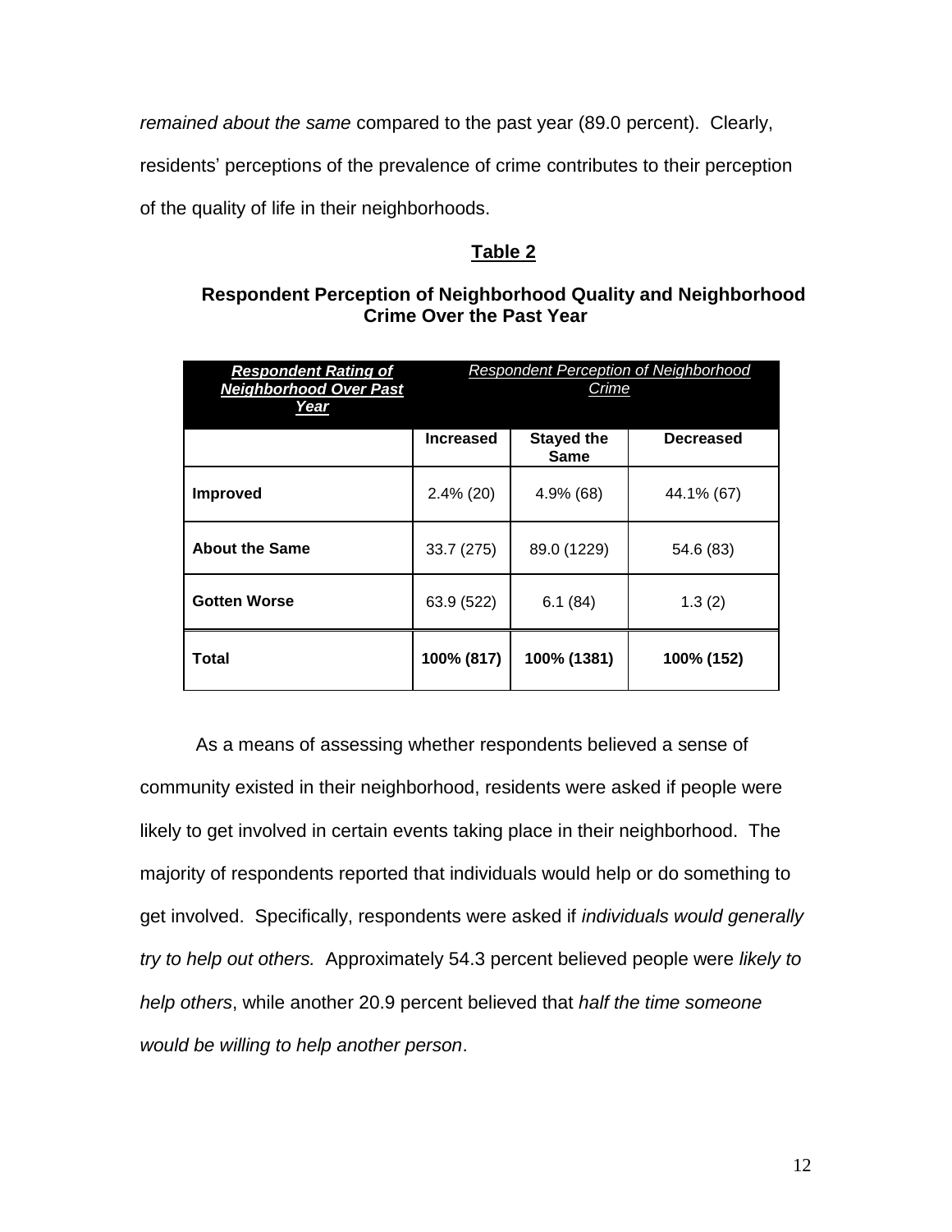*remained about the same* compared to the past year (89.0 percent). Clearly, residents' perceptions of the prevalence of crime contributes to their perception of the quality of life in their neighborhoods.

**Table 2**

**Respondent Perception of Neighborhood Quality and Neighborhood Crime Over the Past Year**

| ***Respondent Rating of Neighborhood Over Past Year*** | *Respondent Perception of Neighborhood Crime* | | |
|---|---|---|---|
| | **Increased** | **Stayed the Same** | **Decreased** |
| **Improved** | 2.4% (20) | 4.9% (68) | 44.1% (67) |
| **About the Same** | 33.7 (275) | 89.0 (1229) | 54.6 (83) |
| **Gotten Worse** | 63.9 (522) | 6.1 (84) | 1.3 (2) |
| **Total** | **100% (817)** | **100% (1381)** | **100% (152)** |

As a means of assessing whether respondents believed a sense of community existed in their neighborhood, residents were asked if people were likely to get involved in certain events taking place in their neighborhood. The majority of respondents reported that individuals would help or do something to get involved. Specifically, respondents were asked if *individuals would generally try to help out others.* Approximately 54.3 percent believed people were *likely to help others*, while another 20.9 percent believed that *half the time someone would be willing to help another person*.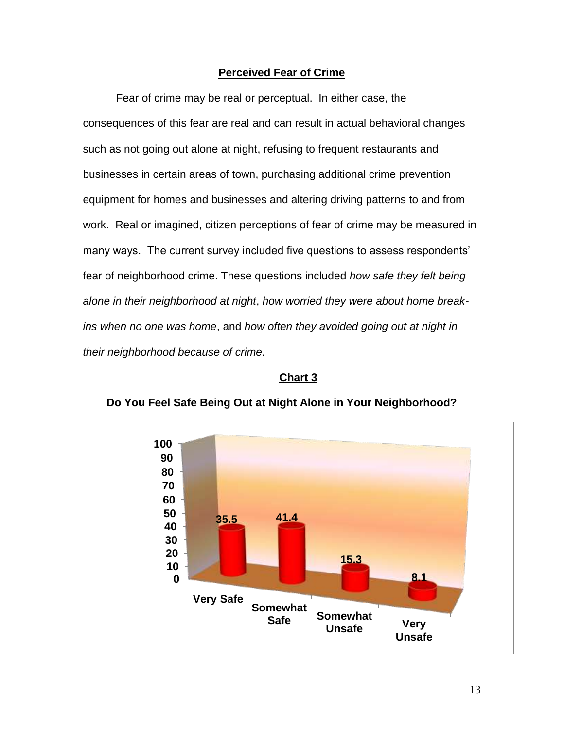## **Perceived Fear of Crime**

Fear of crime may be real or perceptual. In either case, the consequences of this fear are real and can result in actual behavioral changes such as not going out alone at night, refusing to frequent restaurants and businesses in certain areas of town, purchasing additional crime prevention equipment for homes and businesses and altering driving patterns to and from work. Real or imagined, citizen perceptions of fear of crime may be measured in many ways. The current survey included five questions to assess respondents' fear of neighborhood crime. These questions included *how safe they felt being alone in their neighborhood at night*, *how worried they were about home break-ins when no one was home*, and *how often they avoided going out at night in their neighborhood because of crime.*

**Chart 3**

**Do You Feel Safe Being Out at Night Alone in Your Neighborhood?**

| Response | Percent |
| --- | --- |
| Very Safe | 35.5 |
| Somewhat Safe | 41.4 |
| Somewhat Unsafe | 15.3 |
| Very Unsafe | 8.1 |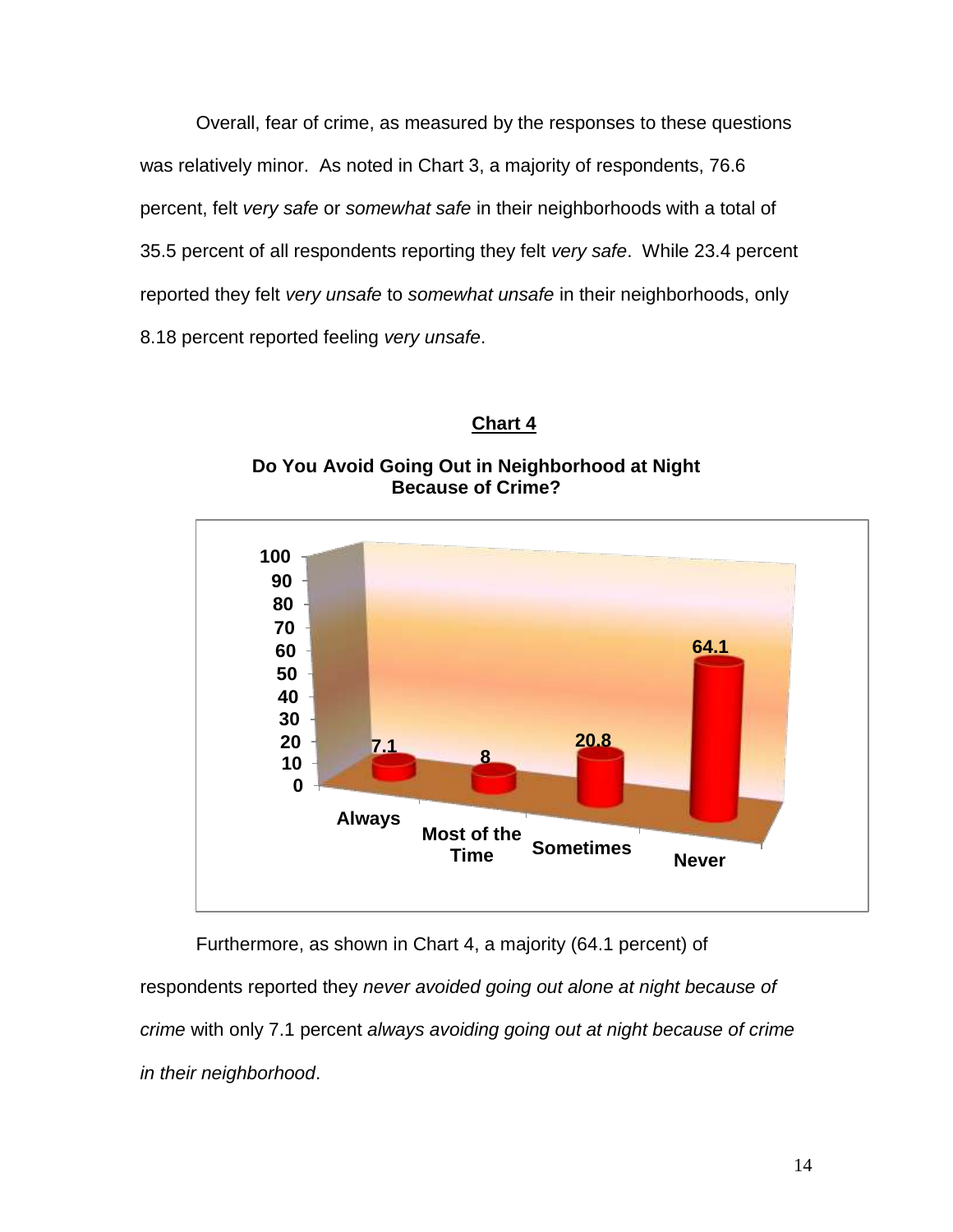Overall, fear of crime, as measured by the responses to these questions was relatively minor. As noted in Chart 3, a majority of respondents, 76.6 percent, felt *very safe* or *somewhat safe* in their neighborhoods with a total of 35.5 percent of all respondents reporting they felt *very safe*. While 23.4 percent reported they felt *very unsafe* to *somewhat unsafe* in their neighborhoods, only 8.18 percent reported feeling *very unsafe*.

**Chart 4**

**Do You Avoid Going Out in Neighborhood at Night Because of Crime?**

| Response | Percent |
|---|---|
| Always | 7.1 |
| Most of the Time | 8 |
| Sometimes | 20.8 |
| Never | 64.1 |

Furthermore, as shown in Chart 4, a majority (64.1 percent) of respondents reported they *never avoided going out alone at night because of crime* with only 7.1 percent *always avoiding going out at night because of crime in their neighborhood*.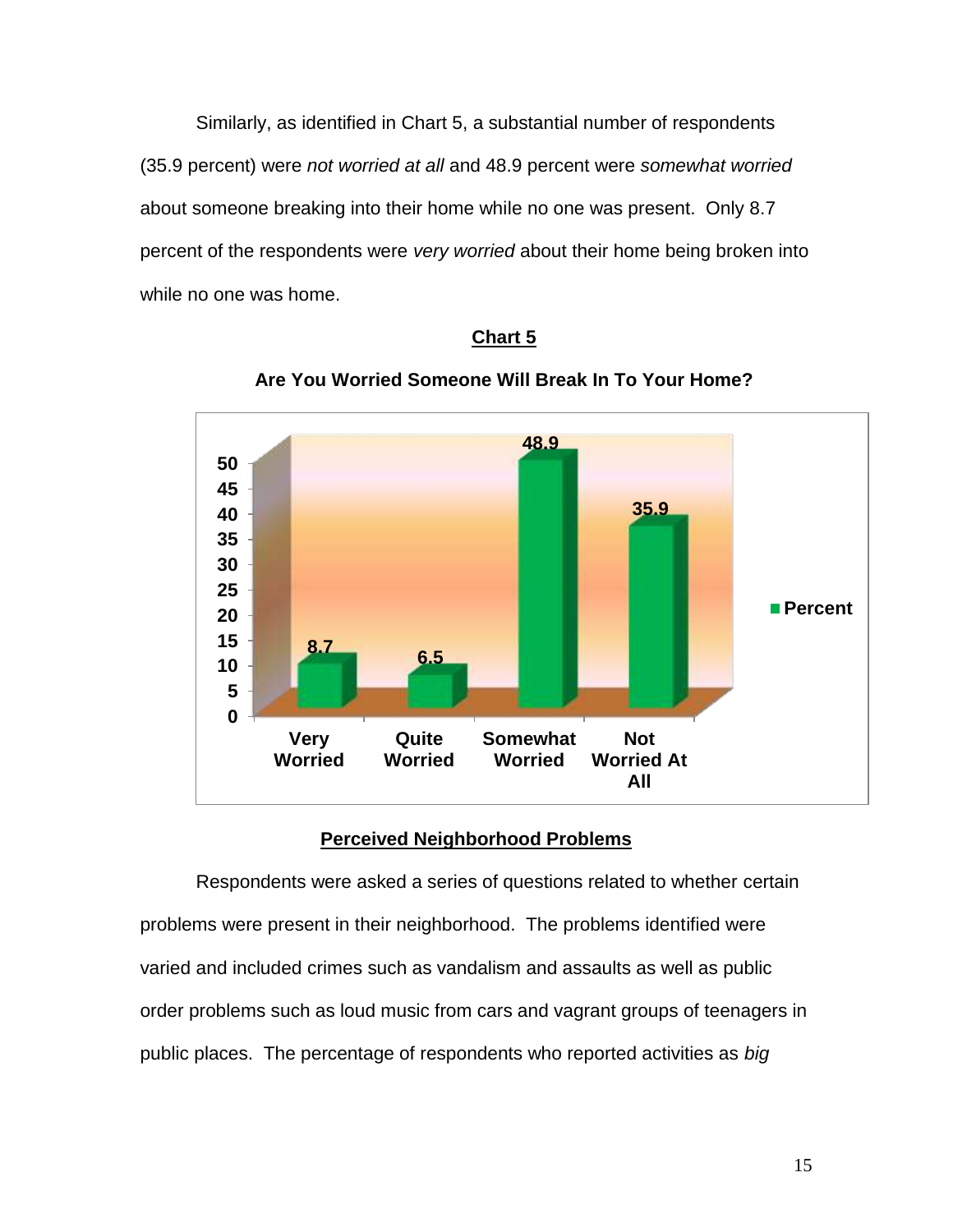Similarly, as identified in Chart 5, a substantial number of respondents (35.9 percent) were *not worried at all* and 48.9 percent were *somewhat worried* about someone breaking into their home while no one was present. Only 8.7 percent of the respondents were *very worried* about their home being broken into while no one was home.

**Chart 5**

**Are You Worried Someone Will Break In To Your Home?**

| | Percent |
|---|---|
| Very Worried | 8.7 |
| Quite Worried | 6.5 |
| Somewhat Worried | 48.9 |
| Not Worried At All | 35.9 |

## Perceived Neighborhood Problems

Respondents were asked a series of questions related to whether certain problems were present in their neighborhood. The problems identified were varied and included crimes such as vandalism and assaults as well as public order problems such as loud music from cars and vagrant groups of teenagers in public places. The percentage of respondents who reported activities as *big*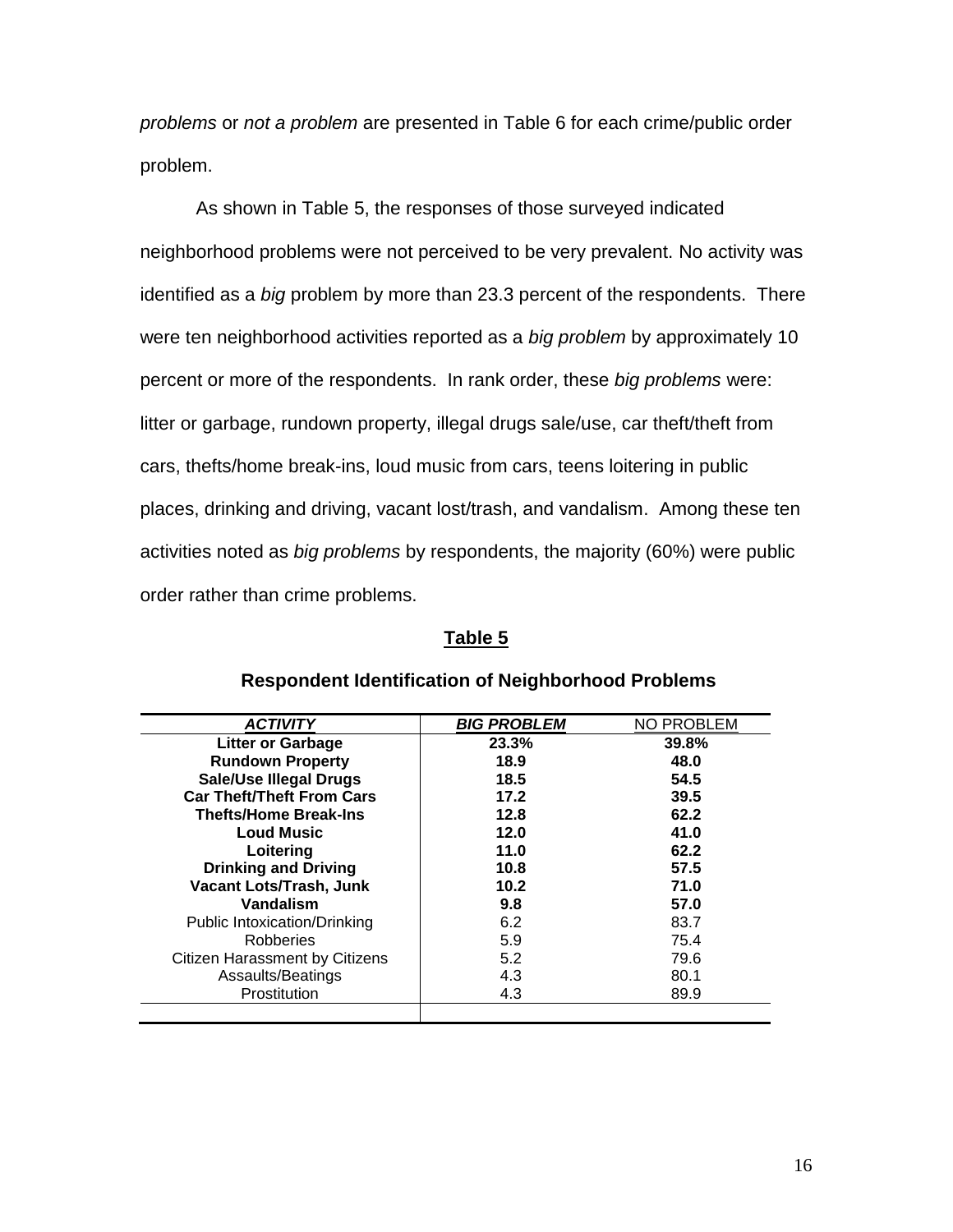*problems* or *not a problem* are presented in Table 6 for each crime/public order problem.

As shown in Table 5, the responses of those surveyed indicated neighborhood problems were not perceived to be very prevalent. No activity was identified as a *big* problem by more than 23.3 percent of the respondents. There were ten neighborhood activities reported as a *big problem* by approximately 10 percent or more of the respondents. In rank order, these *big problems* were: litter or garbage, rundown property, illegal drugs sale/use, car theft/theft from cars, thefts/home break-ins, loud music from cars, teens loitering in public places, drinking and driving, vacant lost/trash, and vandalism. Among these ten activities noted as *big problems* by respondents, the majority (60%) were public order rather than crime problems.

**Table 5**

**Respondent Identification of Neighborhood Problems**

| ***ACTIVITY*** | ***BIG PROBLEM*** | NO PROBLEM |
|---|---|---|
| **Litter or Garbage** | **23.3%** | **39.8%** |
| **Rundown Property** | **18.9** | **48.0** |
| **Sale/Use Illegal Drugs** | **18.5** | **54.5** |
| **Car Theft/Theft From Cars** | **17.2** | **39.5** |
| **Thefts/Home Break-Ins** | **12.8** | **62.2** |
| **Loud Music** | **12.0** | **41.0** |
| **Loitering** | **11.0** | **62.2** |
| **Drinking and Driving** | **10.8** | **57.5** |
| **Vacant Lots/Trash, Junk** | **10.2** | **71.0** |
| **Vandalism** | **9.8** | **57.0** |
| Public Intoxication/Drinking | 6.2 | 83.7 |
| Robberies | 5.9 | 75.4 |
| Citizen Harassment by Citizens | 5.2 | 79.6 |
| Assaults/Beatings | 4.3 | 80.1 |
| Prostitution | 4.3 | 89.9 |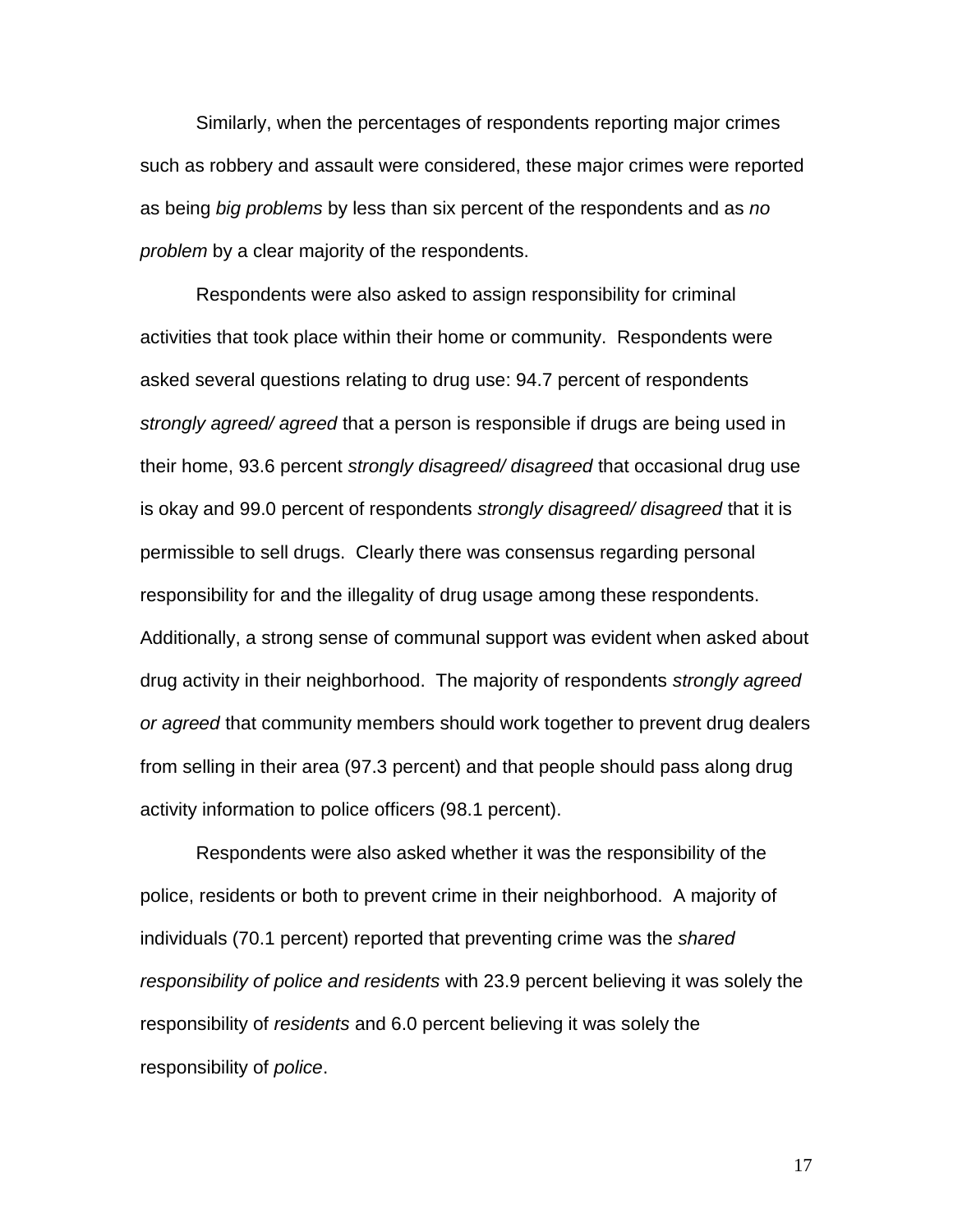Similarly, when the percentages of respondents reporting major crimes such as robbery and assault were considered, these major crimes were reported as being *big problems* by less than six percent of the respondents and as *no problem* by a clear majority of the respondents.

Respondents were also asked to assign responsibility for criminal activities that took place within their home or community. Respondents were asked several questions relating to drug use: 94.7 percent of respondents *strongly agreed/ agreed* that a person is responsible if drugs are being used in their home, 93.6 percent *strongly disagreed/ disagreed* that occasional drug use is okay and 99.0 percent of respondents *strongly disagreed/ disagreed* that it is permissible to sell drugs. Clearly there was consensus regarding personal responsibility for and the illegality of drug usage among these respondents. Additionally, a strong sense of communal support was evident when asked about drug activity in their neighborhood. The majority of respondents *strongly agreed or agreed* that community members should work together to prevent drug dealers from selling in their area (97.3 percent) and that people should pass along drug activity information to police officers (98.1 percent).

Respondents were also asked whether it was the responsibility of the police, residents or both to prevent crime in their neighborhood. A majority of individuals (70.1 percent) reported that preventing crime was the *shared responsibility of police and residents* with 23.9 percent believing it was solely the responsibility of *residents* and 6.0 percent believing it was solely the responsibility of *police*.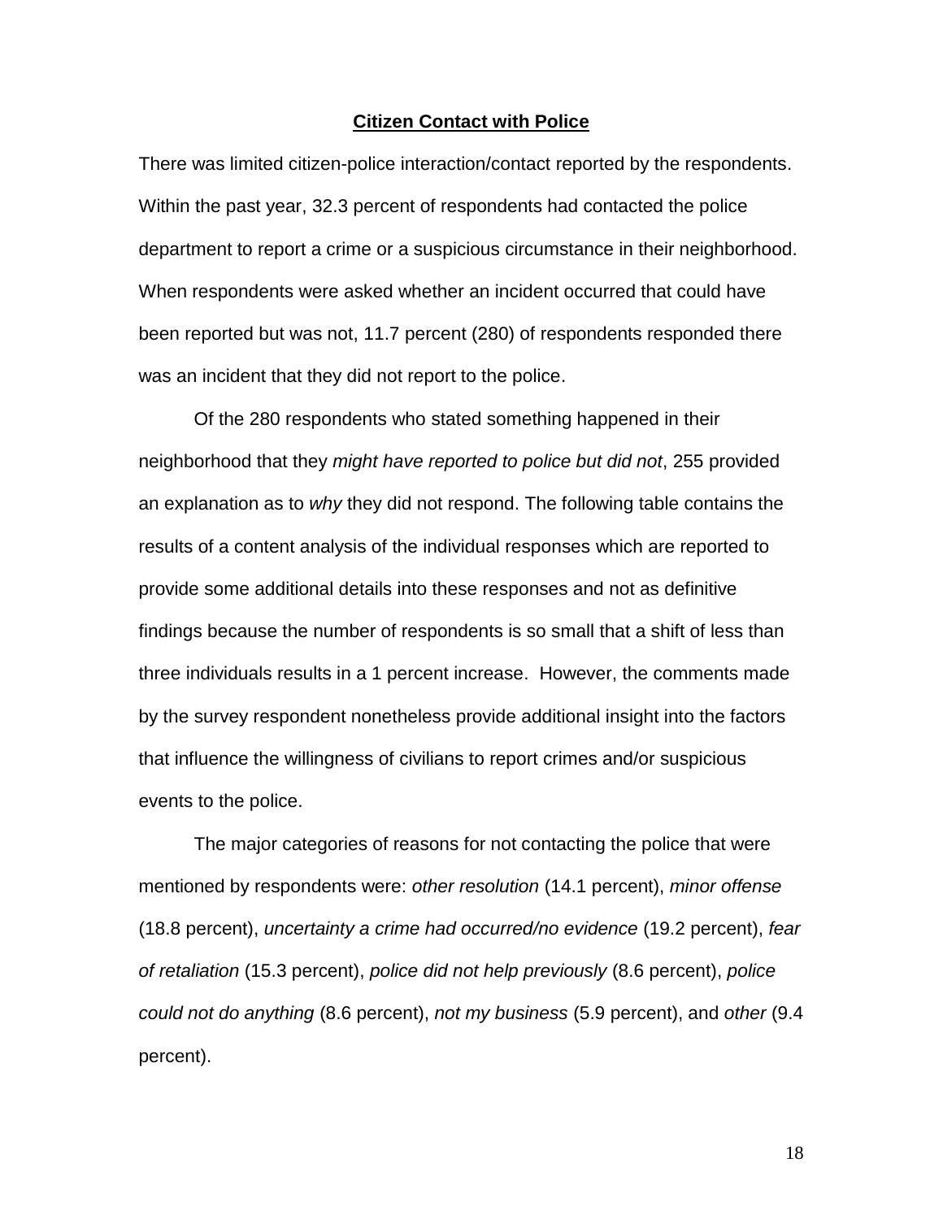**Citizen Contact with Police**

There was limited citizen-police interaction/contact reported by the respondents. Within the past year, 32.3 percent of respondents had contacted the police department to report a crime or a suspicious circumstance in their neighborhood. When respondents were asked whether an incident occurred that could have been reported but was not, 11.7 percent (280) of respondents responded there was an incident that they did not report to the police.

Of the 280 respondents who stated something happened in their neighborhood that they *might have reported to police but did not*, 255 provided an explanation as to *why* they did not respond. The following table contains the results of a content analysis of the individual responses which are reported to provide some additional details into these responses and not as definitive findings because the number of respondents is so small that a shift of less than three individuals results in a 1 percent increase. However, the comments made by the survey respondent nonetheless provide additional insight into the factors that influence the willingness of civilians to report crimes and/or suspicious events to the police.

The major categories of reasons for not contacting the police that were mentioned by respondents were: *other resolution* (14.1 percent), *minor offense* (18.8 percent), *uncertainty a crime had occurred/no evidence* (19.2 percent), *fear of retaliation* (15.3 percent), *police did not help previously* (8.6 percent), *police could not do anything* (8.6 percent), *not my business* (5.9 percent), and *other* (9.4 percent).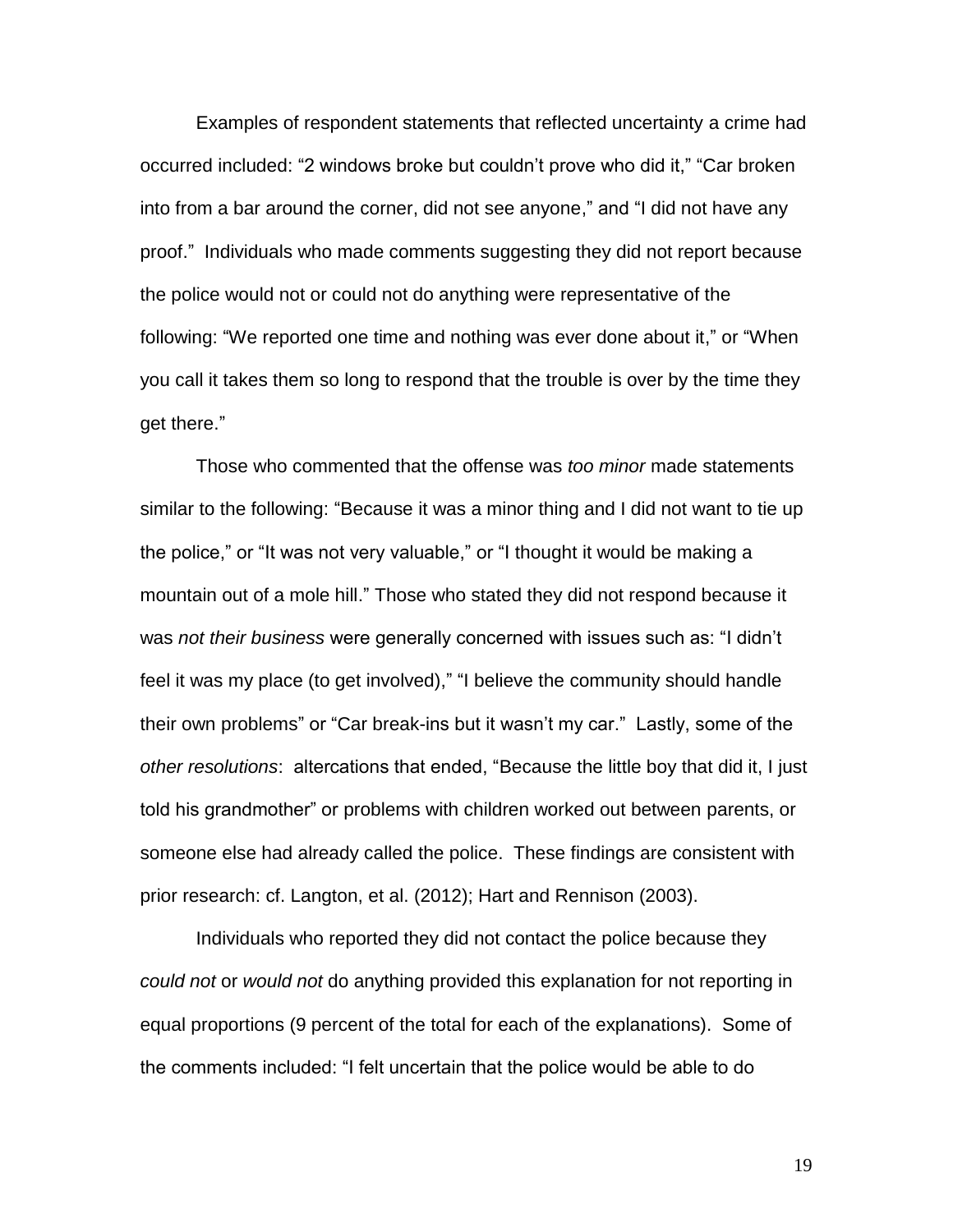Examples of respondent statements that reflected uncertainty a crime had occurred included: "2 windows broke but couldn't prove who did it," "Car broken into from a bar around the corner, did not see anyone," and "I did not have any proof." Individuals who made comments suggesting they did not report because the police would not or could not do anything were representative of the following: "We reported one time and nothing was ever done about it," or "When you call it takes them so long to respond that the trouble is over by the time they get there."

Those who commented that the offense was *too minor* made statements similar to the following: "Because it was a minor thing and I did not want to tie up the police," or "It was not very valuable," or "I thought it would be making a mountain out of a mole hill." Those who stated they did not respond because it was *not their business* were generally concerned with issues such as: "I didn't feel it was my place (to get involved)," "I believe the community should handle their own problems" or "Car break-ins but it wasn't my car." Lastly, some of the *other resolutions*: altercations that ended, "Because the little boy that did it, I just told his grandmother" or problems with children worked out between parents, or someone else had already called the police. These findings are consistent with prior research: cf. Langton, et al. (2012); Hart and Rennison (2003).

Individuals who reported they did not contact the police because they *could not* or *would not* do anything provided this explanation for not reporting in equal proportions (9 percent of the total for each of the explanations). Some of the comments included: "I felt uncertain that the police would be able to do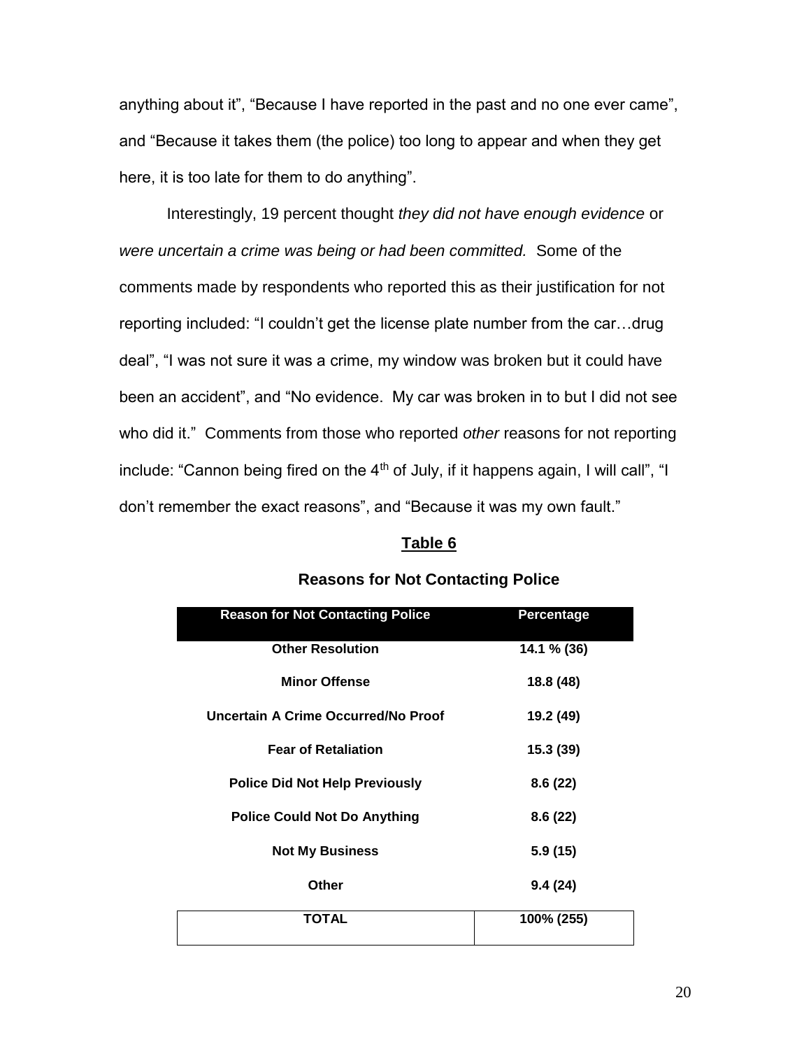anything about it", "Because I have reported in the past and no one ever came", and "Because it takes them (the police) too long to appear and when they get here, it is too late for them to do anything".

Interestingly, 19 percent thought *they did not have enough evidence* or *were uncertain a crime was being or had been committed.* Some of the comments made by respondents who reported this as their justification for not reporting included: "I couldn't get the license plate number from the car…drug deal", "I was not sure it was a crime, my window was broken but it could have been an accident", and "No evidence. My car was broken in to but I did not see who did it." Comments from those who reported *other* reasons for not reporting include: "Cannon being fired on the 4th of July, if it happens again, I will call", "I don't remember the exact reasons", and "Because it was my own fault."

**Table 6**

**Reasons for Not Contacting Police**

| Reason for Not Contacting Police | Percentage |
|---|---|
| **Other Resolution** | **14.1 % (36)** |
| **Minor Offense** | **18.8 (48)** |
| **Uncertain A Crime Occurred/No Proof** | **19.2 (49)** |
| **Fear of Retaliation** | **15.3 (39)** |
| **Police Did Not Help Previously** | **8.6 (22)** |
| **Police Could Not Do Anything** | **8.6 (22)** |
| **Not My Business** | **5.9 (15)** |
| **Other** | **9.4 (24)** |
| **TOTAL** | **100% (255)** |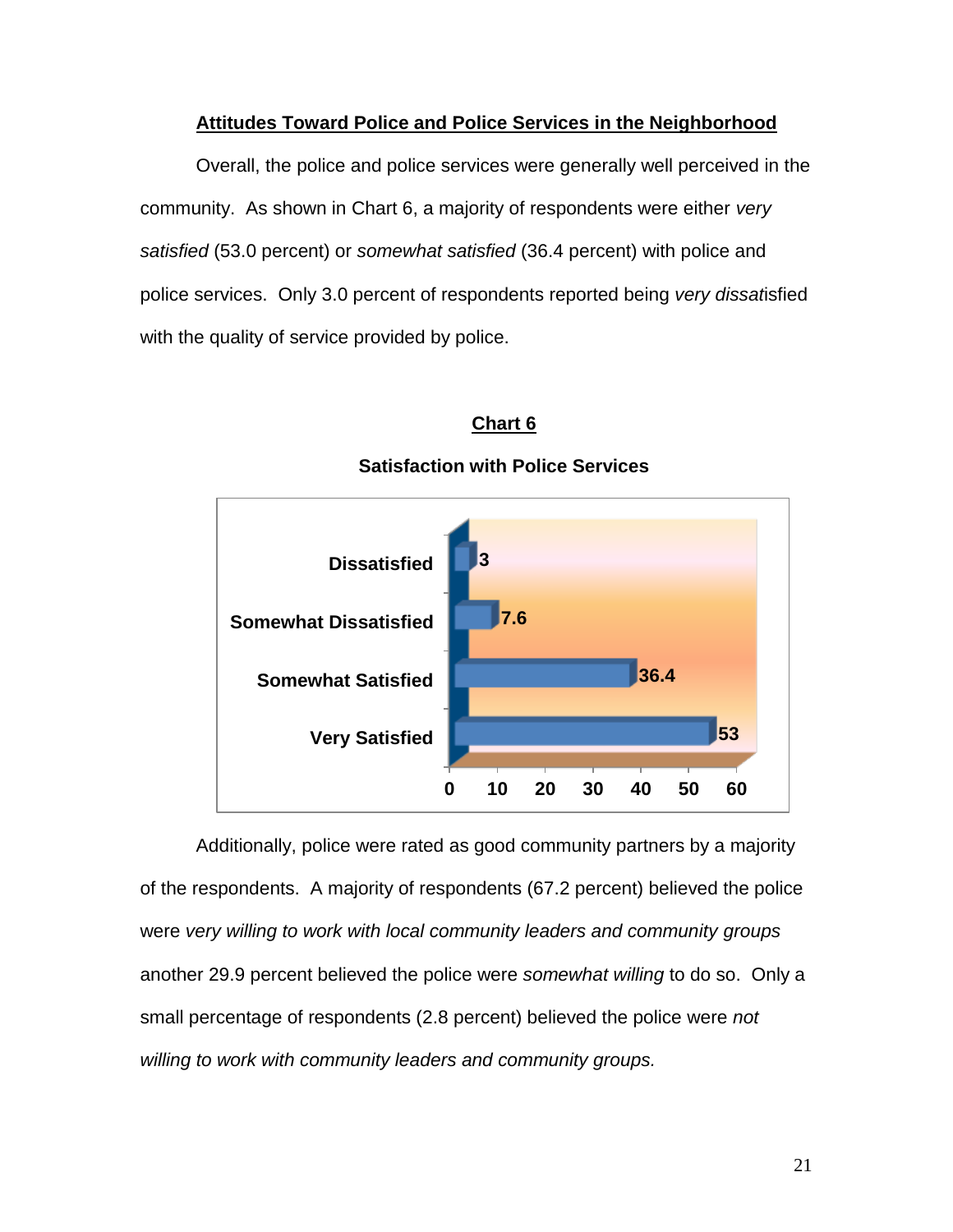## Attitudes Toward Police and Police Services in the Neighborhood

Overall, the police and police services were generally well perceived in the community. As shown in Chart 6, a majority of respondents were either *very satisfied* (53.0 percent) or *somewhat satisfied* (36.4 percent) with police and police services. Only 3.0 percent of respondents reported being *very dissat*isfied with the quality of service provided by police.

**Chart 6**

**Satisfaction with Police Services**

| Response | Percent |
|---|---|
| Dissatisfied | 3 |
| Somewhat Dissatisfied | 7.6 |
| Somewhat Satisfied | 36.4 |
| Very Satisfied | 53 |

Additionally, police were rated as good community partners by a majority of the respondents. A majority of respondents (67.2 percent) believed the police were *very willing to work with local community leaders and community groups* another 29.9 percent believed the police were *somewhat willing* to do so. Only a small percentage of respondents (2.8 percent) believed the police were *not willing to work with community leaders and community groups.*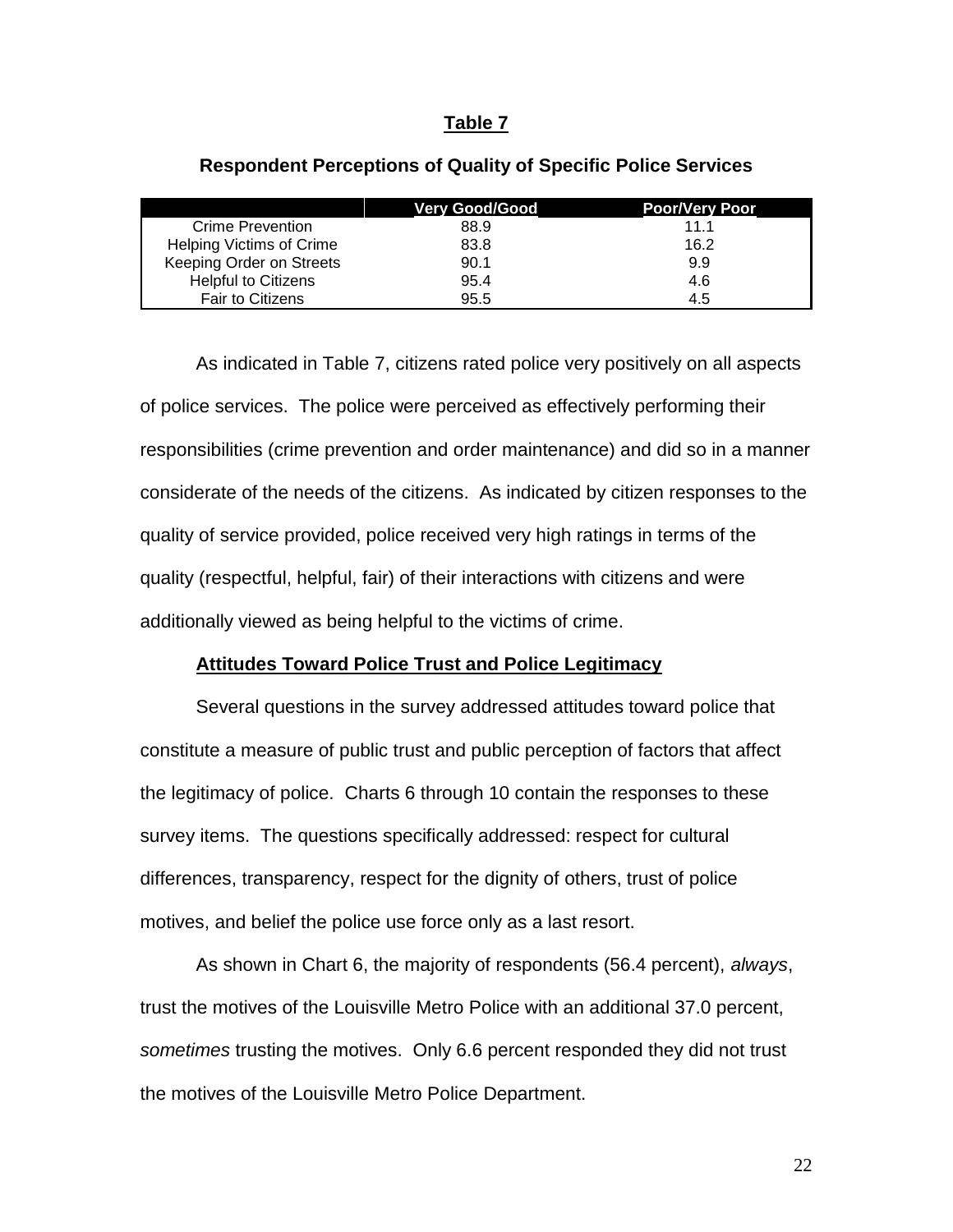**Table 7**

**Respondent Perceptions of Quality of Specific Police Services**

| | Very Good/Good | Poor/Very Poor |
|---|---|---|
| Crime Prevention | 88.9 | 11.1 |
| Helping Victims of Crime | 83.8 | 16.2 |
| Keeping Order on Streets | 90.1 | 9.9 |
| Helpful to Citizens | 95.4 | 4.6 |
| Fair to Citizens | 95.5 | 4.5 |

As indicated in Table 7, citizens rated police very positively on all aspects of police services. The police were perceived as effectively performing their responsibilities (crime prevention and order maintenance) and did so in a manner considerate of the needs of the citizens. As indicated by citizen responses to the quality of service provided, police received very high ratings in terms of the quality (respectful, helpful, fair) of their interactions with citizens and were additionally viewed as being helpful to the victims of crime.

**Attitudes Toward Police Trust and Police Legitimacy**

Several questions in the survey addressed attitudes toward police that constitute a measure of public trust and public perception of factors that affect the legitimacy of police. Charts 6 through 10 contain the responses to these survey items. The questions specifically addressed: respect for cultural differences, transparency, respect for the dignity of others, trust of police motives, and belief the police use force only as a last resort.

As shown in Chart 6, the majority of respondents (56.4 percent), *always*, trust the motives of the Louisville Metro Police with an additional 37.0 percent, *sometimes* trusting the motives. Only 6.6 percent responded they did not trust the motives of the Louisville Metro Police Department.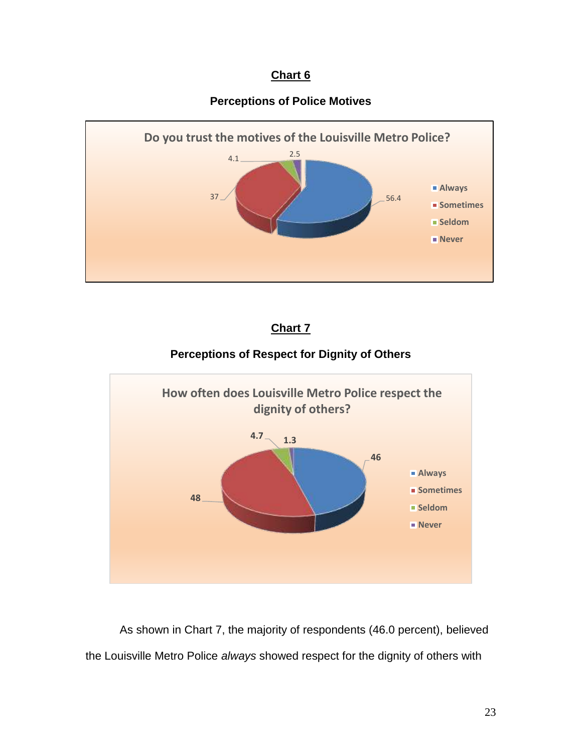**Chart 6**

**Perceptions of Police Motives**

Do you trust the motives of the Louisville Metro Police?

| Response | Percent |
| --- | --- |
| Always | 56.4 |
| Sometimes | 37 |
| Seldom | 4.1 |
| Never | 2.5 |

**Chart 7**

**Perceptions of Respect for Dignity of Others**

How often does Louisville Metro Police respect the dignity of others?

| Response | Percent |
| --- | --- |
| Always | 46 |
| Sometimes | 48 |
| Seldom | 4.7 |
| Never | 1.3 |

As shown in Chart 7, the majority of respondents (46.0 percent), believed the Louisville Metro Police *always* showed respect for the dignity of others with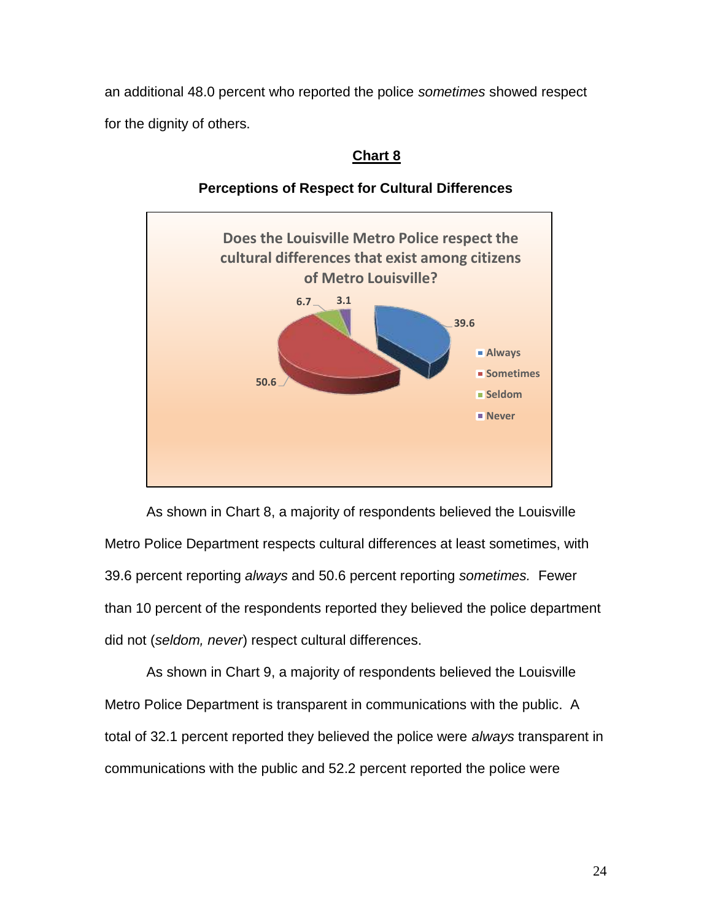an additional 48.0 percent who reported the police *sometimes* showed respect for the dignity of others.

**Chart 8**

**Perceptions of Respect for Cultural Differences**

Does the Louisville Metro Police respect the cultural differences that exist among citizens of Metro Louisville?

| Response | Percent |
|---|---|
| Always | 39.6 |
| Sometimes | 50.6 |
| Seldom | 6.7 |
| Never | 3.1 |

As shown in Chart 8, a majority of respondents believed the Louisville Metro Police Department respects cultural differences at least sometimes, with 39.6 percent reporting *always* and 50.6 percent reporting *sometimes.* Fewer than 10 percent of the respondents reported they believed the police department did not (*seldom, never*) respect cultural differences.

As shown in Chart 9, a majority of respondents believed the Louisville Metro Police Department is transparent in communications with the public. A total of 32.1 percent reported they believed the police were *always* transparent in communications with the public and 52.2 percent reported the police were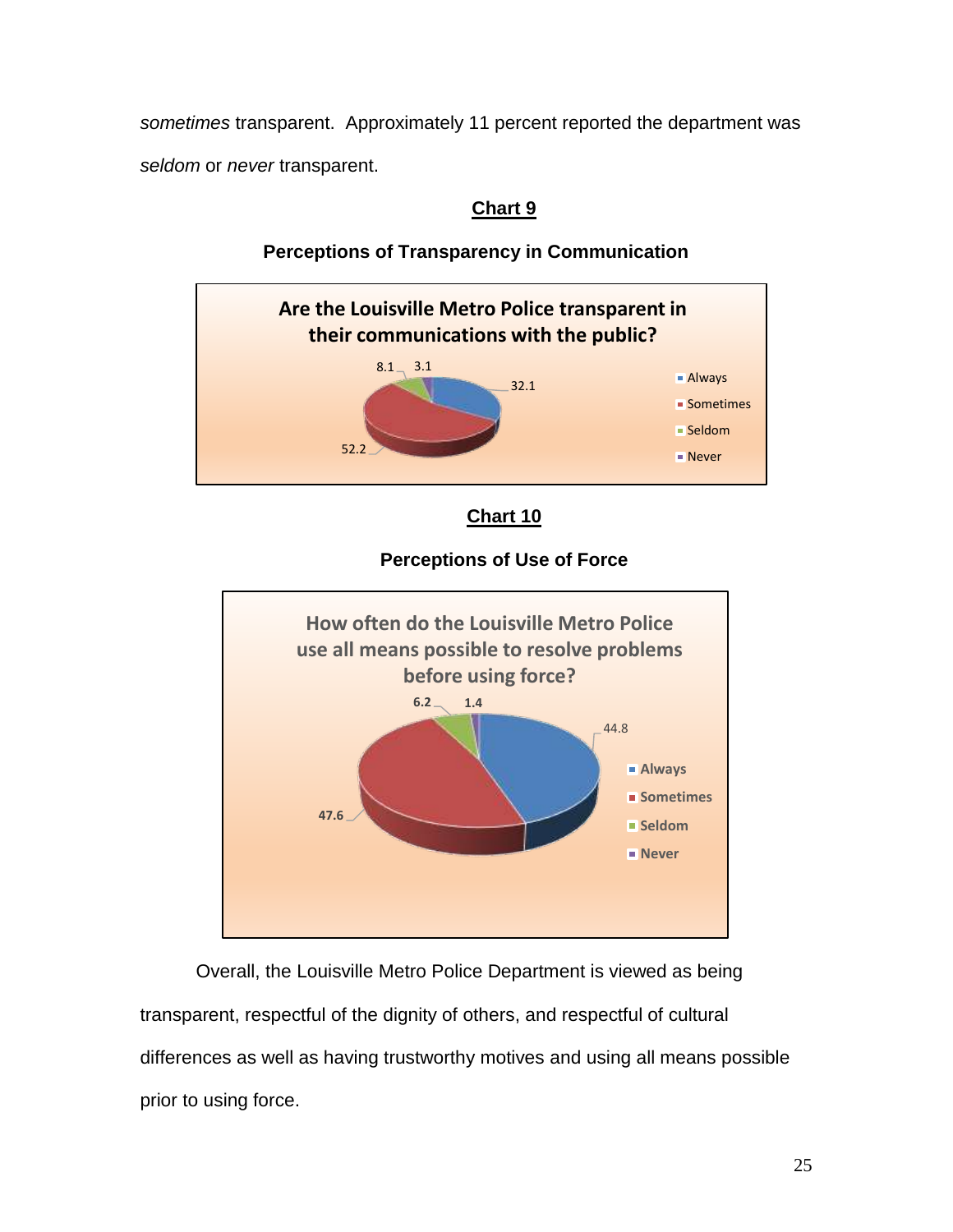*sometimes* transparent. Approximately 11 percent reported the department was *seldom* or *never* transparent.

**Chart 9**

**Perceptions of Transparency in Communication**

| Are the Louisville Metro Police transparent in their communications with the public? | Percent |
|---|---|
| Always | 32.1 |
| Sometimes | 52.2 |
| Seldom | 8.1 |
| Never | 3.1 |

**Chart 10**

**Perceptions of Use of Force**

| How often do the Louisville Metro Police use all means possible to resolve problems before using force? | Percent |
|---|---|
| Always | 44.8 |
| Sometimes | 47.6 |
| Seldom | 6.2 |
| Never | 1.4 |

Overall, the Louisville Metro Police Department is viewed as being transparent, respectful of the dignity of others, and respectful of cultural differences as well as having trustworthy motives and using all means possible prior to using force.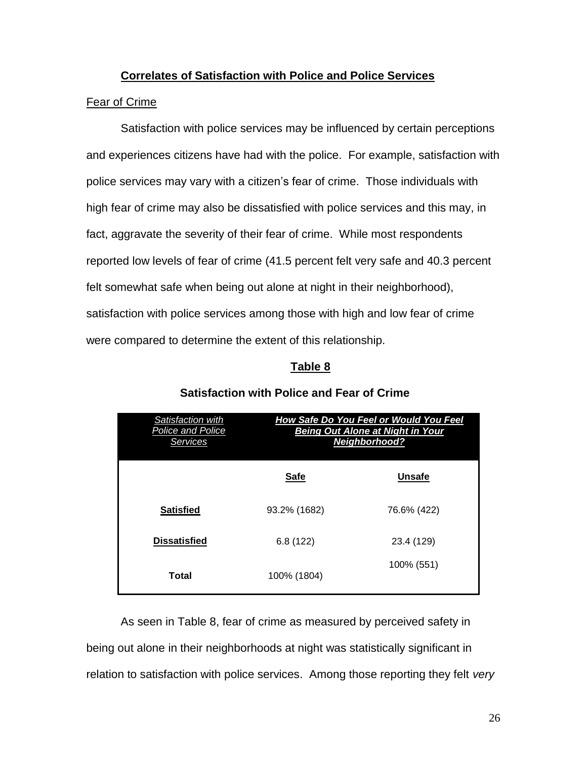## Correlates of Satisfaction with Police and Police Services

### Fear of Crime

Satisfaction with police services may be influenced by certain perceptions and experiences citizens have had with the police. For example, satisfaction with police services may vary with a citizen's fear of crime. Those individuals with high fear of crime may also be dissatisfied with police services and this may, in fact, aggravate the severity of their fear of crime. While most respondents reported low levels of fear of crime (41.5 percent felt very safe and 40.3 percent felt somewhat safe when being out alone at night in their neighborhood), satisfaction with police services among those with high and low fear of crime were compared to determine the extent of this relationship.

**Table 8**

**Satisfaction with Police and Fear of Crime**

| *Satisfaction with Police and Police Services* | ***How Safe Do You Feel or Would You Feel Being Out Alone at Night in Your Neighborhood?*** | |
|---|---|---|
| | **Safe** | **Unsafe** |
| **Satisfied** | 93.2% (1682) | 76.6% (422) |
| **Dissatisfied** | 6.8 (122) | 23.4 (129) |
| **Total** | 100% (1804) | 100% (551) |

As seen in Table 8, fear of crime as measured by perceived safety in being out alone in their neighborhoods at night was statistically significant in relation to satisfaction with police services. Among those reporting they felt *very*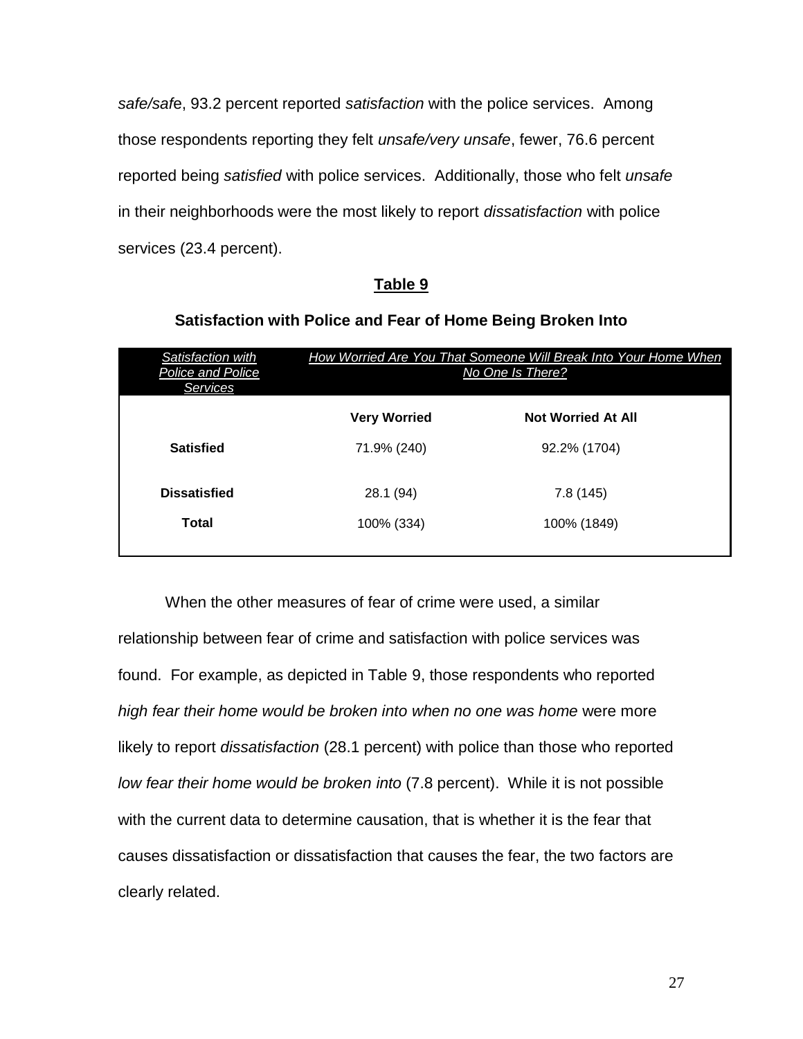*safe/safe*, 93.2 percent reported *satisfaction* with the police services. Among those respondents reporting they felt *unsafe/very unsafe*, fewer, 76.6 percent reported being *satisfied* with police services. Additionally, those who felt *unsafe* in their neighborhoods were the most likely to report *dissatisfaction* with police services (23.4 percent).

**Table 9**

**Satisfaction with Police and Fear of Home Being Broken Into**

| *Satisfaction with Police and Police Services* | *How Worried Are You That Someone Will Break Into Your Home When No One Is There?* | |
|---|---|---|
| | **Very Worried** | **Not Worried At All** |
| **Satisfied** | 71.9% (240) | 92.2% (1704) |
| **Dissatisfied** | 28.1 (94) | 7.8 (145) |
| **Total** | 100% (334) | 100% (1849) |

When the other measures of fear of crime were used, a similar relationship between fear of crime and satisfaction with police services was found. For example, as depicted in Table 9, those respondents who reported *high fear their home would be broken into when no one was home* were more likely to report *dissatisfaction* (28.1 percent) with police than those who reported *low fear their home would be broken into* (7.8 percent). While it is not possible with the current data to determine causation, that is whether it is the fear that causes dissatisfaction or dissatisfaction that causes the fear, the two factors are clearly related.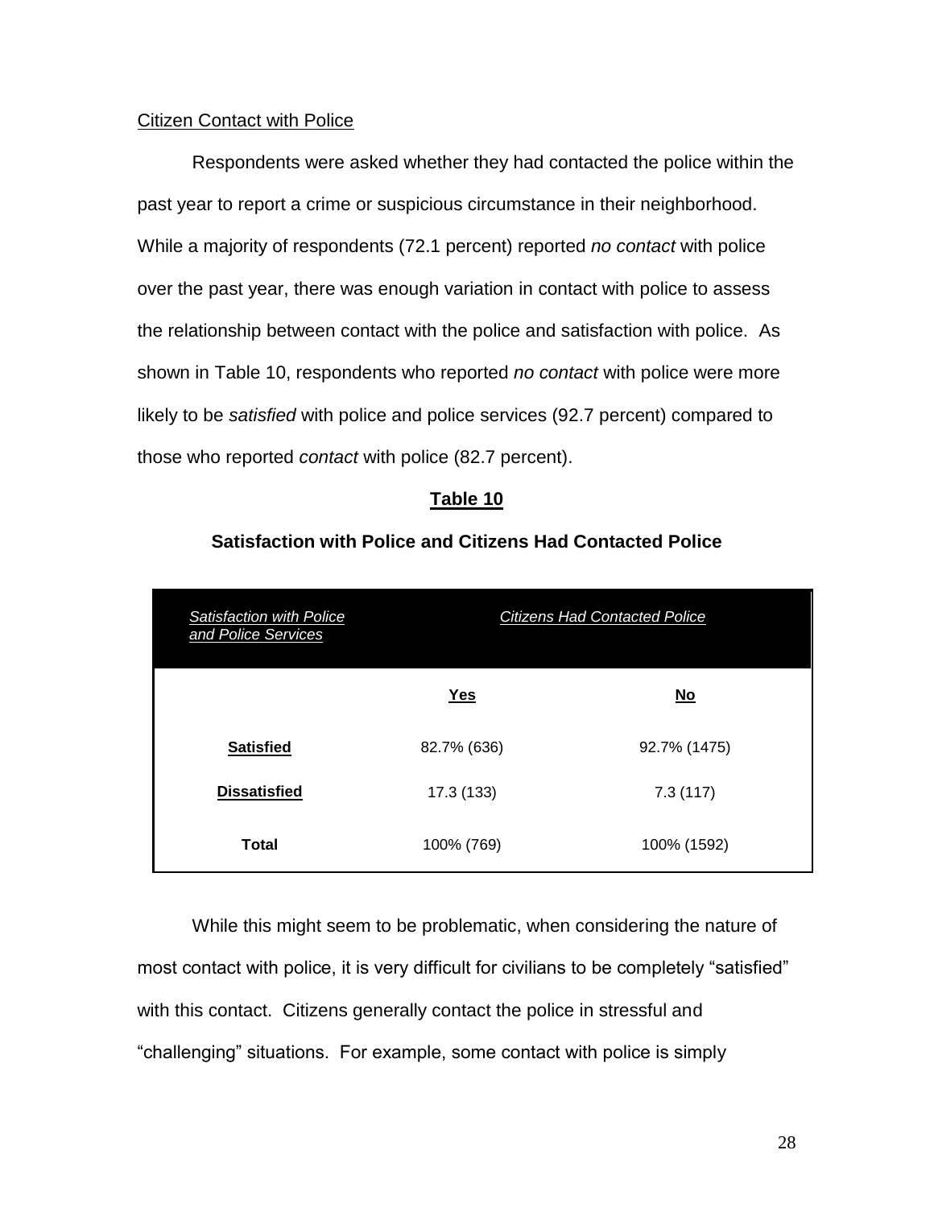Citizen Contact with Police

Respondents were asked whether they had contacted the police within the past year to report a crime or suspicious circumstance in their neighborhood. While a majority of respondents (72.1 percent) reported *no contact* with police over the past year, there was enough variation in contact with police to assess the relationship between contact with the police and satisfaction with police. As shown in Table 10, respondents who reported *no contact* with police were more likely to be *satisfied* with police and police services (92.7 percent) compared to those who reported *contact* with police (82.7 percent).

**Table 10**

**Satisfaction with Police and Citizens Had Contacted Police**

| *Satisfaction with Police and Police Services* | *Citizens Had Contacted Police* | |
|---|---|---|
| | **Yes** | **No** |
| **Satisfied** | 82.7% (636) | 92.7% (1475) |
| **Dissatisfied** | 17.3 (133) | 7.3 (117) |
| **Total** | 100% (769) | 100% (1592) |

While this might seem to be problematic, when considering the nature of most contact with police, it is very difficult for civilians to be completely "satisfied" with this contact. Citizens generally contact the police in stressful and "challenging" situations. For example, some contact with police is simply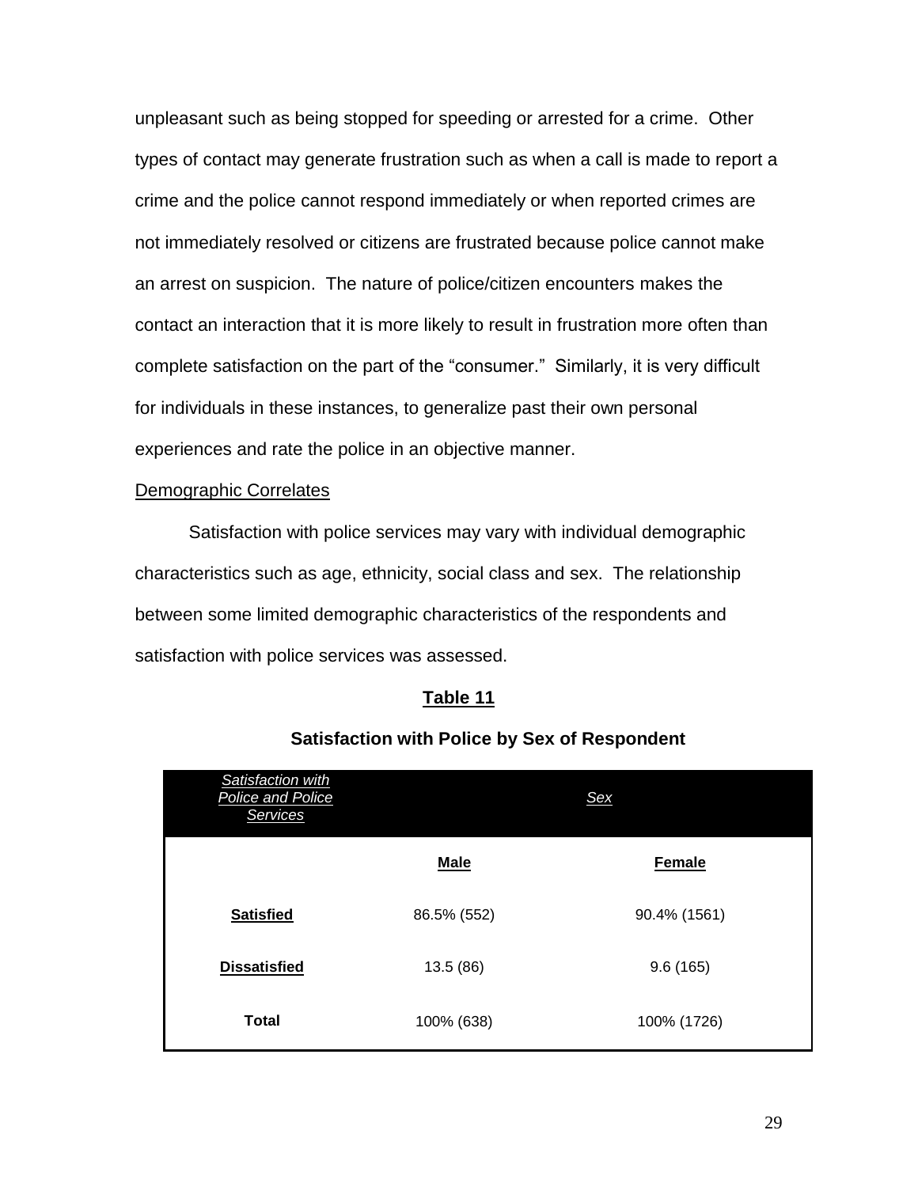unpleasant such as being stopped for speeding or arrested for a crime. Other types of contact may generate frustration such as when a call is made to report a crime and the police cannot respond immediately or when reported crimes are not immediately resolved or citizens are frustrated because police cannot make an arrest on suspicion. The nature of police/citizen encounters makes the contact an interaction that it is more likely to result in frustration more often than complete satisfaction on the part of the "consumer." Similarly, it is very difficult for individuals in these instances, to generalize past their own personal experiences and rate the police in an objective manner.

Demographic Correlates

Satisfaction with police services may vary with individual demographic characteristics such as age, ethnicity, social class and sex. The relationship between some limited demographic characteristics of the respondents and satisfaction with police services was assessed.

**Table 11**

**Satisfaction with Police by Sex of Respondent**

| *Satisfaction with Police and Police Services* | *Sex* | |
|---|---|---|
| | **Male** | **Female** |
| **Satisfied** | 86.5% (552) | 90.4% (1561) |
| **Dissatisfied** | 13.5 (86) | 9.6 (165) |
| **Total** | 100% (638) | 100% (1726) |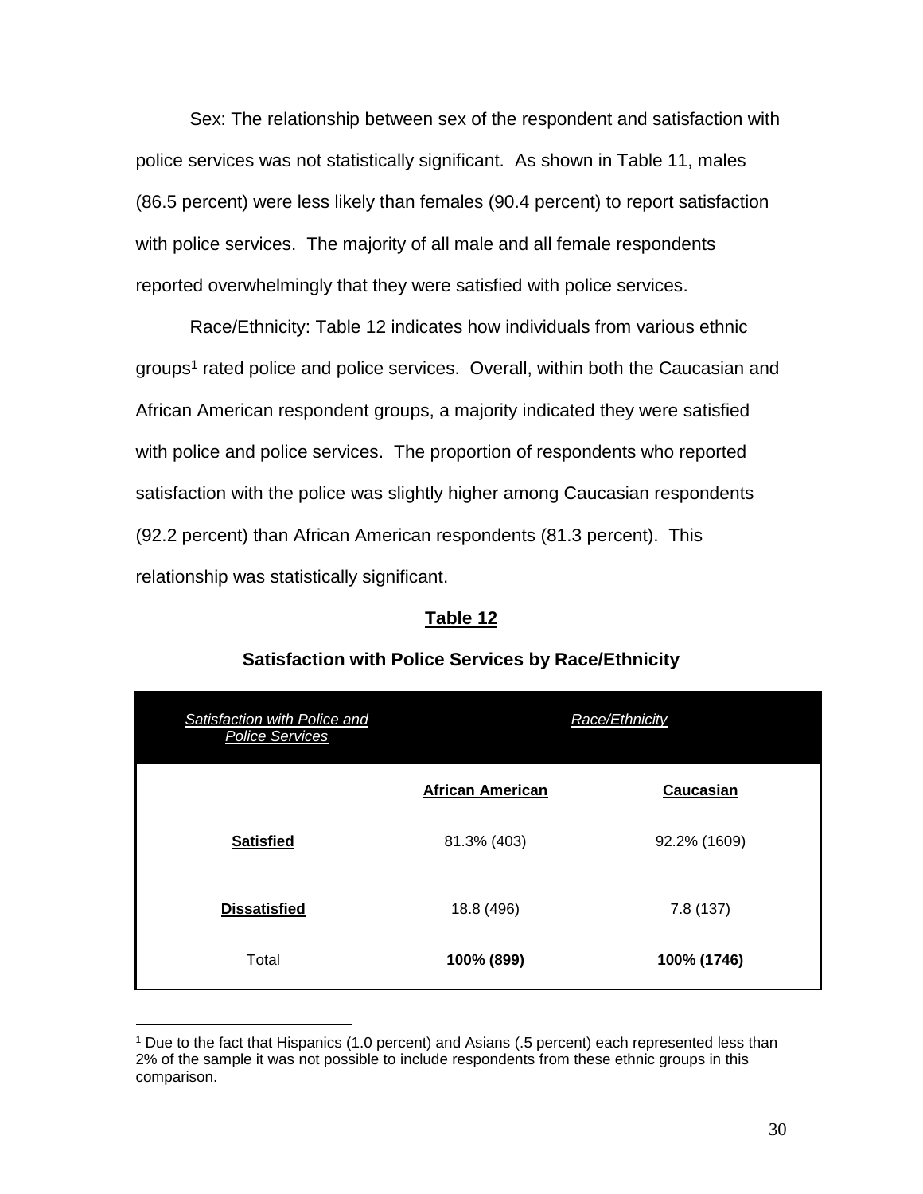Sex: The relationship between sex of the respondent and satisfaction with police services was not statistically significant. As shown in Table 11, males (86.5 percent) were less likely than females (90.4 percent) to report satisfaction with police services. The majority of all male and all female respondents reported overwhelmingly that they were satisfied with police services.

Race/Ethnicity: Table 12 indicates how individuals from various ethnic groups[1] rated police and police services. Overall, within both the Caucasian and African American respondent groups, a majority indicated they were satisfied with police and police services. The proportion of respondents who reported satisfaction with the police was slightly higher among Caucasian respondents (92.2 percent) than African American respondents (81.3 percent). This relationship was statistically significant.

**Table 12**

**Satisfaction with Police Services by Race/Ethnicity**

| *Satisfaction with Police and Police Services* | *Race/Ethnicity* | |
|---|---|---|
| | **African American** | **Caucasian** |
| **Satisfied** | 81.3% (403) | 92.2% (1609) |
| **Dissatisfied** | 18.8 (496) | 7.8 (137) |
| Total | **100% (899)** | **100% (1746)** |

[1] Due to the fact that Hispanics (1.0 percent) and Asians (.5 percent) each represented less than 2% of the sample it was not possible to include respondents from these ethnic groups in this comparison.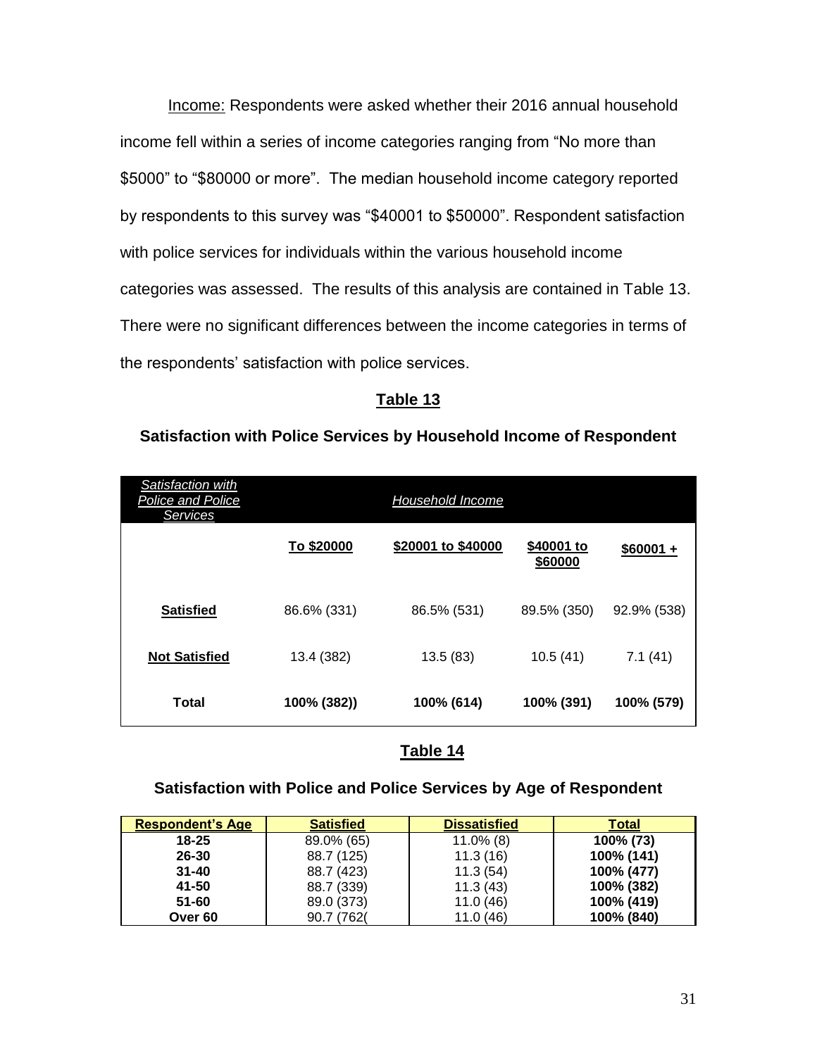Income: Respondents were asked whether their 2016 annual household income fell within a series of income categories ranging from "No more than $5000" to "$80000 or more". The median household income category reported by respondents to this survey was "$40001 to $50000". Respondent satisfaction with police services for individuals within the various household income categories was assessed. The results of this analysis are contained in Table 13. There were no significant differences between the income categories in terms of the respondents' satisfaction with police services.

### Table 13

**Satisfaction with Police Services by Household Income of Respondent**

| *Satisfaction with Police and Police Services* | *Household Income* | | | |
|---|---|---|---|---|
| | **To $20000** | **$20001 to $40000** | **$40001 to $60000** | **$60001 +** |
| **Satisfied** | 86.6% (331) | 86.5% (531) | 89.5% (350) | 92.9% (538) |
| **Not Satisfied** | 13.4 (382) | 13.5 (83) | 10.5 (41) | 7.1 (41) |
| **Total** | **100% (382))** | **100% (614)** | **100% (391)** | **100% (579)** |

### Table 14

**Satisfaction with Police and Police Services by Age of Respondent**

| Respondent's Age | Satisfied | Dissatisfied | Total |
|---|---|---|---|
| **18-25** | 89.0% (65) | 11.0% (8) | **100% (73)** |
| **26-30** | 88.7 (125) | 11.3 (16) | **100% (141)** |
| **31-40** | 88.7 (423) | 11.3 (54) | **100% (477)** |
| **41-50** | 88.7 (339) | 11.3 (43) | **100% (382)** |
| **51-60** | 89.0 (373) | 11.0 (46) | **100% (419)** |
| **Over 60** | 90.7 (762( | 11.0 (46) | **100% (840)** |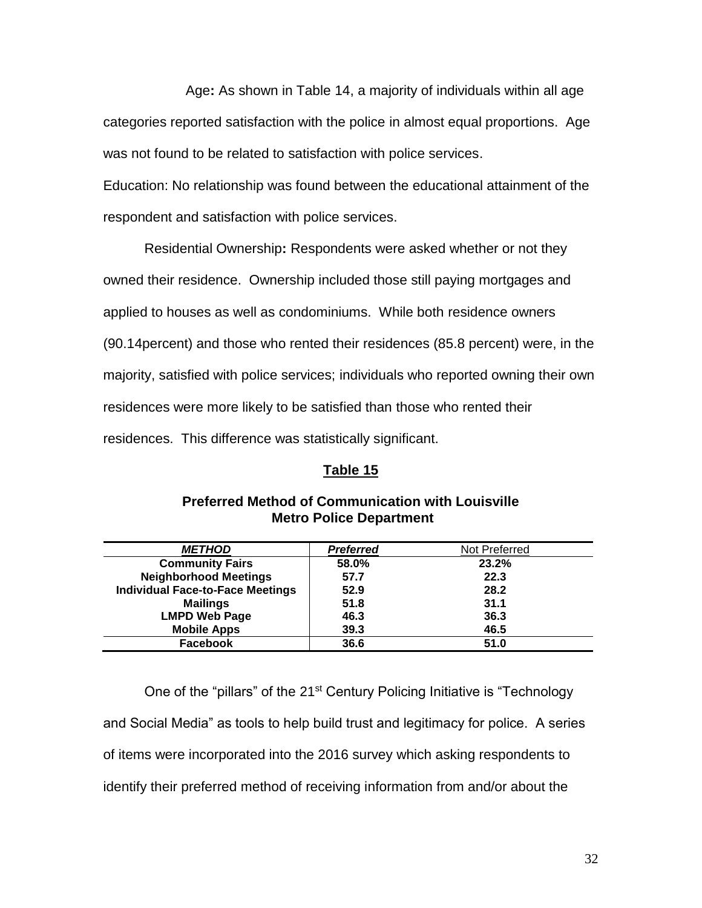Age**:** As shown in Table 14, a majority of individuals within all age categories reported satisfaction with the police in almost equal proportions. Age was not found to be related to satisfaction with police services.

Education: No relationship was found between the educational attainment of the respondent and satisfaction with police services.

Residential Ownership**:** Respondents were asked whether or not they owned their residence. Ownership included those still paying mortgages and applied to houses as well as condominiums. While both residence owners (90.14percent) and those who rented their residences (85.8 percent) were, in the majority, satisfied with police services; individuals who reported owning their own residences were more likely to be satisfied than those who rented their residences. This difference was statistically significant.

**Table 15**

**Preferred Method of Communication with Louisville Metro Police Department**

| ***METHOD*** | ***Preferred*** | Not Preferred |
|---|---|---|
| **Community Fairs** | **58.0%** | **23.2%** |
| **Neighborhood Meetings** | **57.7** | **22.3** |
| **Individual Face-to-Face Meetings** | **52.9** | **28.2** |
| **Mailings** | **51.8** | **31.1** |
| **LMPD Web Page** | **46.3** | **36.3** |
| **Mobile Apps** | **39.3** | **46.5** |
| **Facebook** | **36.6** | **51.0** |

One of the "pillars" of the 21st Century Policing Initiative is "Technology and Social Media" as tools to help build trust and legitimacy for police. A series of items were incorporated into the 2016 survey which asking respondents to identify their preferred method of receiving information from and/or about the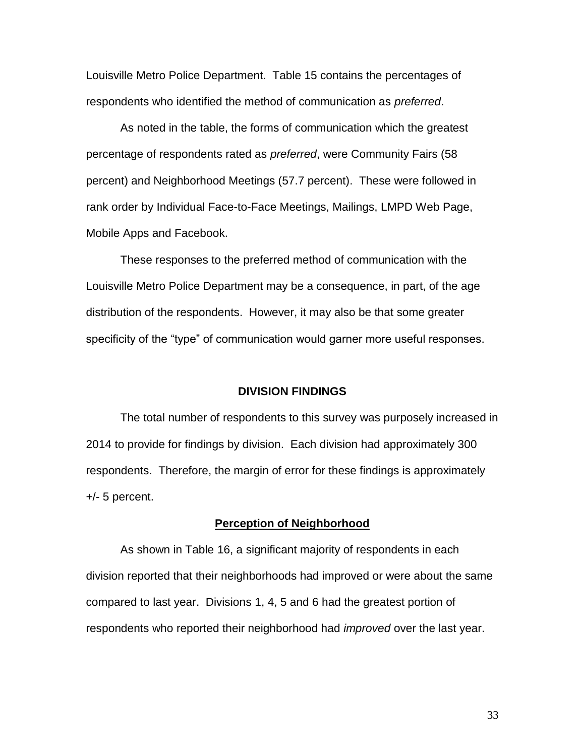Louisville Metro Police Department. Table 15 contains the percentages of respondents who identified the method of communication as *preferred*.

As noted in the table, the forms of communication which the greatest percentage of respondents rated as *preferred*, were Community Fairs (58 percent) and Neighborhood Meetings (57.7 percent). These were followed in rank order by Individual Face-to-Face Meetings, Mailings, LMPD Web Page, Mobile Apps and Facebook.

These responses to the preferred method of communication with the Louisville Metro Police Department may be a consequence, in part, of the age distribution of the respondents. However, it may also be that some greater specificity of the "type" of communication would garner more useful responses.

## DIVISION FINDINGS

The total number of respondents to this survey was purposely increased in 2014 to provide for findings by division. Each division had approximately 300 respondents. Therefore, the margin of error for these findings is approximately +/- 5 percent.

### Perception of Neighborhood

As shown in Table 16, a significant majority of respondents in each division reported that their neighborhoods had improved or were about the same compared to last year. Divisions 1, 4, 5 and 6 had the greatest portion of respondents who reported their neighborhood had *improved* over the last year.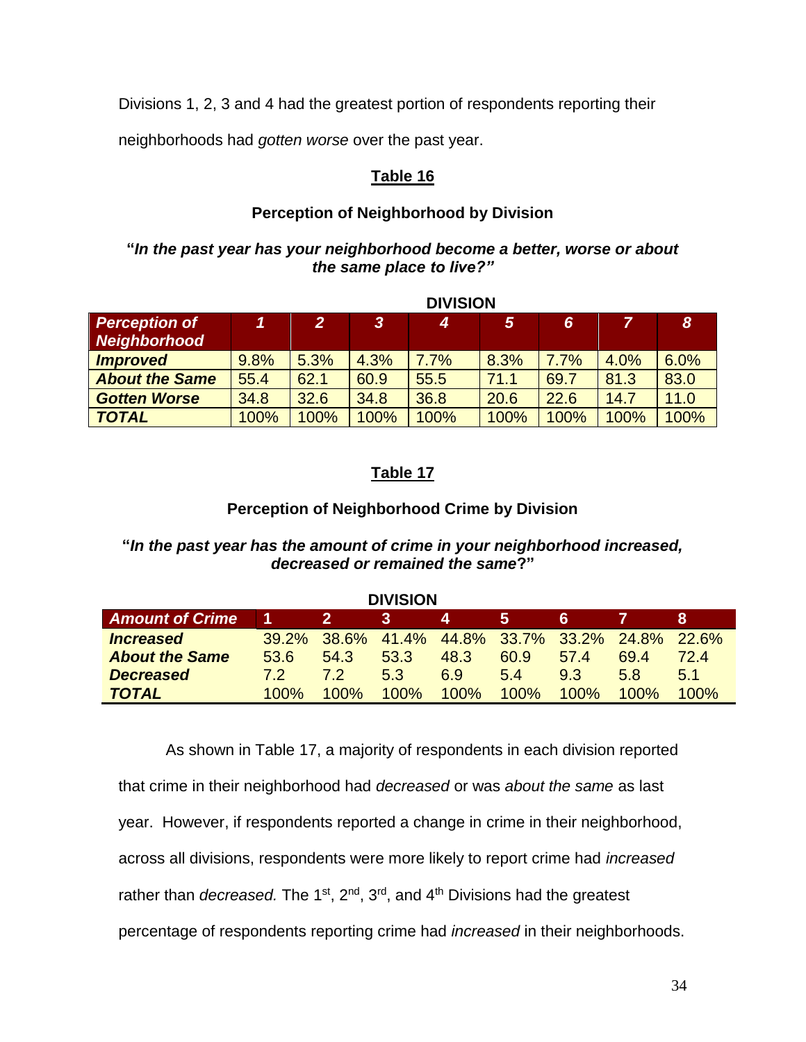Divisions 1, 2, 3 and 4 had the greatest portion of respondents reporting their neighborhoods had *gotten worse* over the past year.

## Table 16

### Perception of Neighborhood by Division

**"*In the past year has your neighborhood become a better, worse or about the same place to live?"***

| | DIVISION | | | | | | | |
|---|---|---|---|---|---|---|---|---|
| ***Perception of Neighborhood*** | ***1*** | ***2*** | ***3*** | ***4*** | ***5*** | ***6*** | ***7*** | ***8*** |
| ***Improved*** | 9.8% | 5.3% | 4.3% | 7.7% | 8.3% | 7.7% | 4.0% | 6.0% |
| ***About the Same*** | 55.4 | 62.1 | 60.9 | 55.5 | 71.1 | 69.7 | 81.3 | 83.0 |
| ***Gotten Worse*** | 34.8 | 32.6 | 34.8 | 36.8 | 20.6 | 22.6 | 14.7 | 11.0 |
| ***TOTAL*** | 100% | 100% | 100% | 100% | 100% | 100% | 100% | 100% |

## Table 17

### Perception of Neighborhood Crime by Division

**"*In the past year has the amount of crime in your neighborhood increased, decreased or remained the same*?"**

| | DIVISION | | | | | | | |
|---|---|---|---|---|---|---|---|---|
| ***Amount of Crime*** | **1** | **2** | **3** | **4** | **5** | **6** | **7** | **8** |
| ***Increased*** | 39.2% | 38.6% | 41.4% | 44.8% | 33.7% | 33.2% | 24.8% | 22.6% |
| ***About the Same*** | 53.6 | 54.3 | 53.3 | 48.3 | 60.9 | 57.4 | 69.4 | 72.4 |
| ***Decreased*** | 7.2 | 7.2 | 5.3 | 6.9 | 5.4 | 9.3 | 5.8 | 5.1 |
| ***TOTAL*** | 100% | 100% | 100% | 100% | 100% | 100% | 100% | 100% |

As shown in Table 17, a majority of respondents in each division reported that crime in their neighborhood had *decreased* or was *about the same* as last year. However, if respondents reported a change in crime in their neighborhood, across all divisions, respondents were more likely to report crime had *increased* rather than *decreased.* The 1st, 2nd, 3rd, and 4th Divisions had the greatest percentage of respondents reporting crime had *increased* in their neighborhoods.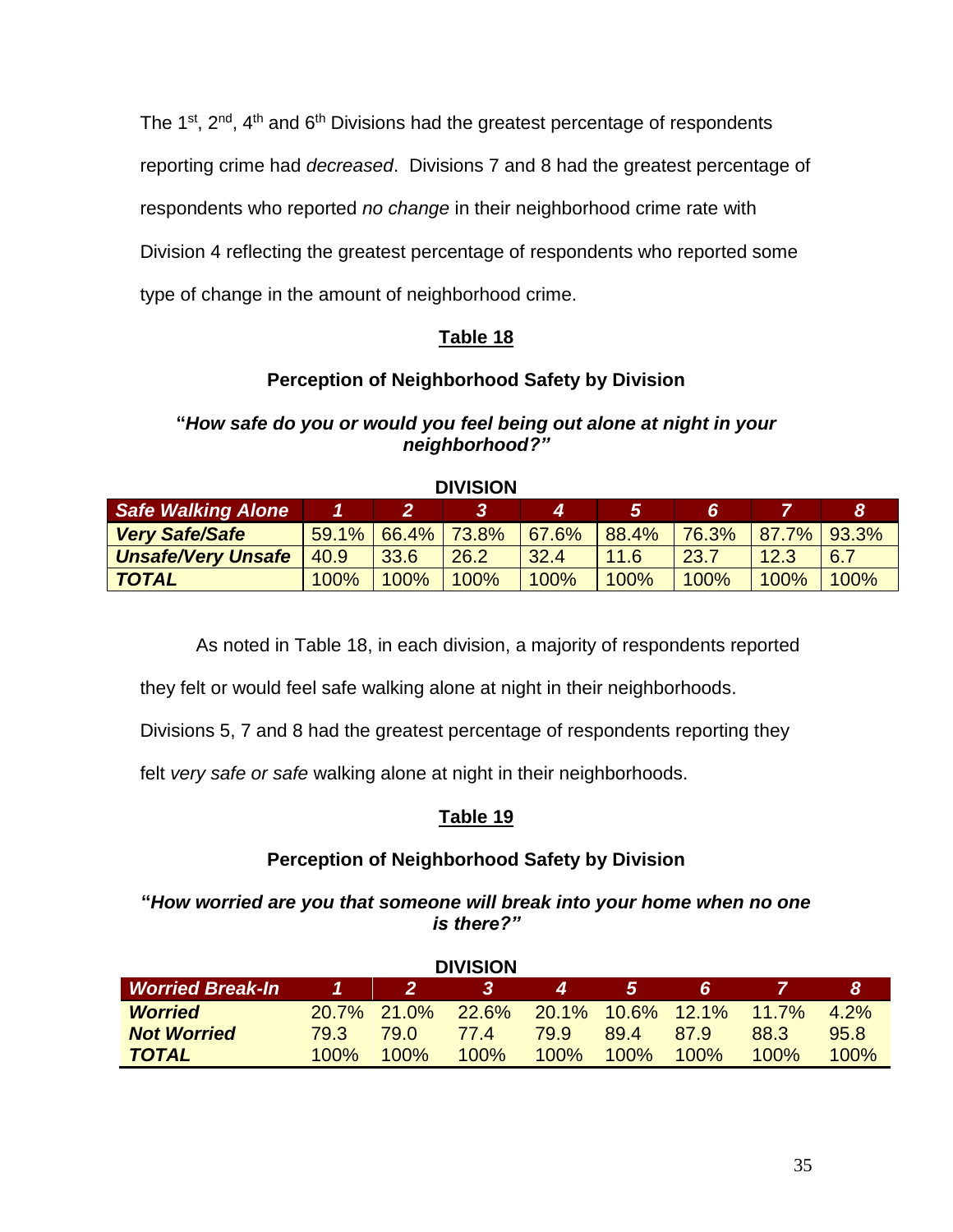The 1st, 2nd, 4th and 6th Divisions had the greatest percentage of respondents reporting crime had *decreased*. Divisions 7 and 8 had the greatest percentage of respondents who reported *no change* in their neighborhood crime rate with Division 4 reflecting the greatest percentage of respondents who reported some type of change in the amount of neighborhood crime.

## Table 18

**Perception of Neighborhood Safety by Division**

***"How safe do you or would you feel being out alone at night in your neighborhood?"***

**DIVISION**

| ***Safe Walking Alone*** | ***1*** | ***2*** | ***3*** | ***4*** | ***5*** | ***6*** | ***7*** | ***8*** |
|---|---|---|---|---|---|---|---|---|
| ***Very Safe/Safe*** | 59.1% | 66.4% | 73.8% | 67.6% | 88.4% | 76.3% | 87.7% | 93.3% |
| ***Unsafe/Very Unsafe*** | 40.9 | 33.6 | 26.2 | 32.4 | 11.6 | 23.7 | 12.3 | 6.7 |
| ***TOTAL*** | 100% | 100% | 100% | 100% | 100% | 100% | 100% | 100% |

As noted in Table 18, in each division, a majority of respondents reported they felt or would feel safe walking alone at night in their neighborhoods. Divisions 5, 7 and 8 had the greatest percentage of respondents reporting they felt *very safe or safe* walking alone at night in their neighborhoods.

## Table 19

**Perception of Neighborhood Safety by Division**

***"How worried are you that someone will break into your home when no one is there?"***

**DIVISION**

| ***Worried Break-In*** | ***1*** | ***2*** | ***3*** | ***4*** | ***5*** | ***6*** | ***7*** | ***8*** |
|---|---|---|---|---|---|---|---|---|
| ***Worried*** | 20.7% | 21.0% | 22.6% | 20.1% | 10.6% | 12.1% | 11.7% | 4.2% |
| ***Not Worried*** | 79.3 | 79.0 | 77.4 | 79.9 | 89.4 | 87.9 | 88.3 | 95.8 |
| ***TOTAL*** | 100% | 100% | 100% | 100% | 100% | 100% | 100% | 100% |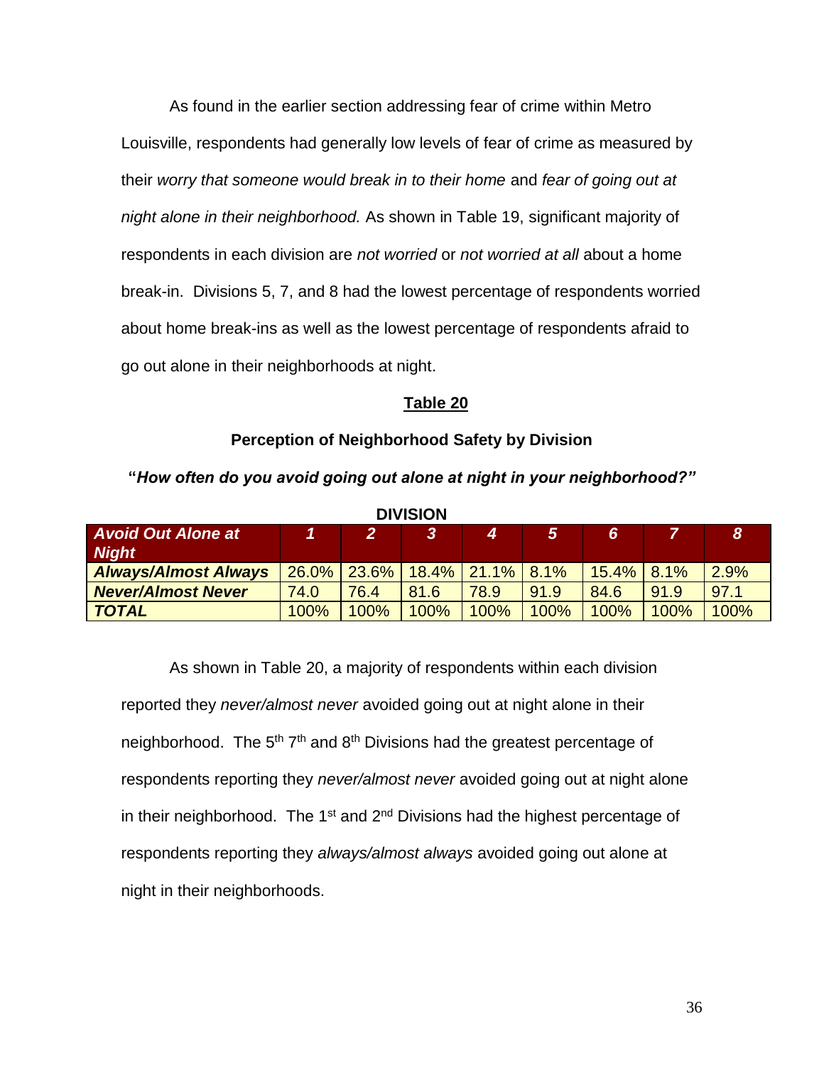As found in the earlier section addressing fear of crime within Metro Louisville, respondents had generally low levels of fear of crime as measured by their *worry that someone would break in to their home* and *fear of going out at night alone in their neighborhood.* As shown in Table 19, significant majority of respondents in each division are *not worried* or *not worried at all* about a home break-in. Divisions 5, 7, and 8 had the lowest percentage of respondents worried about home break-ins as well as the lowest percentage of respondents afraid to go out alone in their neighborhoods at night.

**Table 20**

**Perception of Neighborhood Safety by Division**

**"*How often do you avoid going out alone at night in your neighborhood?"***

| | DIVISION | | | | | | | |
|---|---|---|---|---|---|---|---|---|
| ***Avoid Out Alone at Night*** | ***1*** | ***2*** | ***3*** | ***4*** | ***5*** | ***6*** | ***7*** | ***8*** |
| ***Always/Almost Always*** | 26.0% | 23.6% | 18.4% | 21.1% | 8.1% | 15.4% | 8.1% | 2.9% |
| ***Never/Almost Never*** | 74.0 | 76.4 | 81.6 | 78.9 | 91.9 | 84.6 | 91.9 | 97.1 |
| ***TOTAL*** | 100% | 100% | 100% | 100% | 100% | 100% | 100% | 100% |

As shown in Table 20, a majority of respondents within each division reported they *never/almost never* avoided going out at night alone in their neighborhood. The 5th 7th and 8th Divisions had the greatest percentage of respondents reporting they *never/almost never* avoided going out at night alone in their neighborhood. The 1st and 2nd Divisions had the highest percentage of respondents reporting they *always/almost always* avoided going out alone at night in their neighborhoods.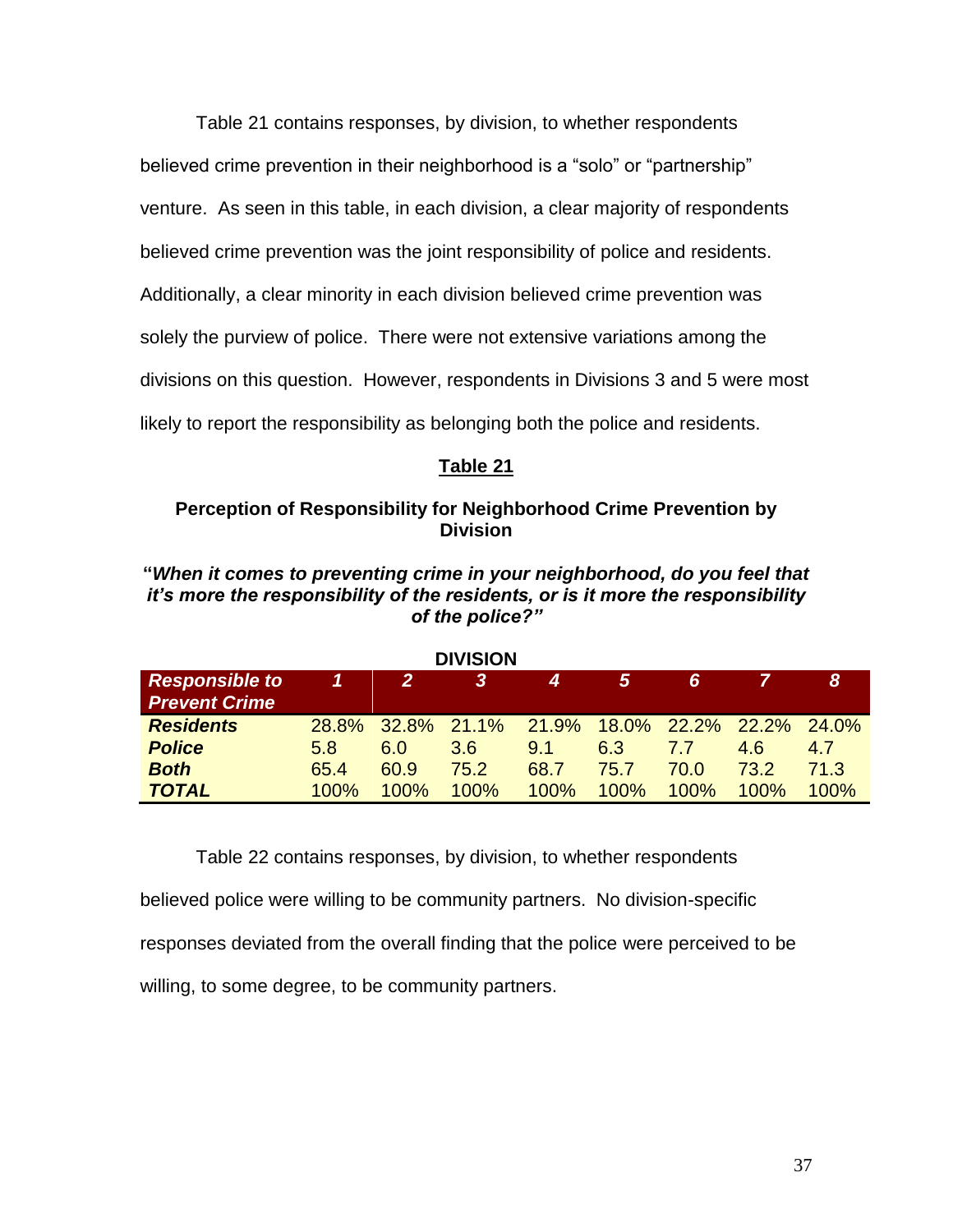Table 21 contains responses, by division, to whether respondents believed crime prevention in their neighborhood is a "solo" or "partnership" venture. As seen in this table, in each division, a clear majority of respondents believed crime prevention was the joint responsibility of police and residents. Additionally, a clear minority in each division believed crime prevention was solely the purview of police. There were not extensive variations among the divisions on this question. However, respondents in Divisions 3 and 5 were most likely to report the responsibility as belonging both the police and residents.

**Table 21**

**Perception of Responsibility for Neighborhood Crime Prevention by Division**

***"When it comes to preventing crime in your neighborhood, do you feel that it's more the responsibility of the residents, or is it more the responsibility of the police?"***

| | **DIVISION** | | | | | | | |
|---|---|---|---|---|---|---|---|---|
| ***Responsible to Prevent Crime*** | ***1*** | ***2*** | ***3*** | ***4*** | ***5*** | ***6*** | ***7*** | ***8*** |
| ***Residents*** | 28.8% | 32.8% | 21.1% | 21.9% | 18.0% | 22.2% | 22.2% | 24.0% |
| ***Police*** | 5.8 | 6.0 | 3.6 | 9.1 | 6.3 | 7.7 | 4.6 | 4.7 |
| ***Both*** | 65.4 | 60.9 | 75.2 | 68.7 | 75.7 | 70.0 | 73.2 | 71.3 |
| ***TOTAL*** | 100% | 100% | 100% | 100% | 100% | 100% | 100% | 100% |

Table 22 contains responses, by division, to whether respondents believed police were willing to be community partners. No division-specific responses deviated from the overall finding that the police were perceived to be willing, to some degree, to be community partners.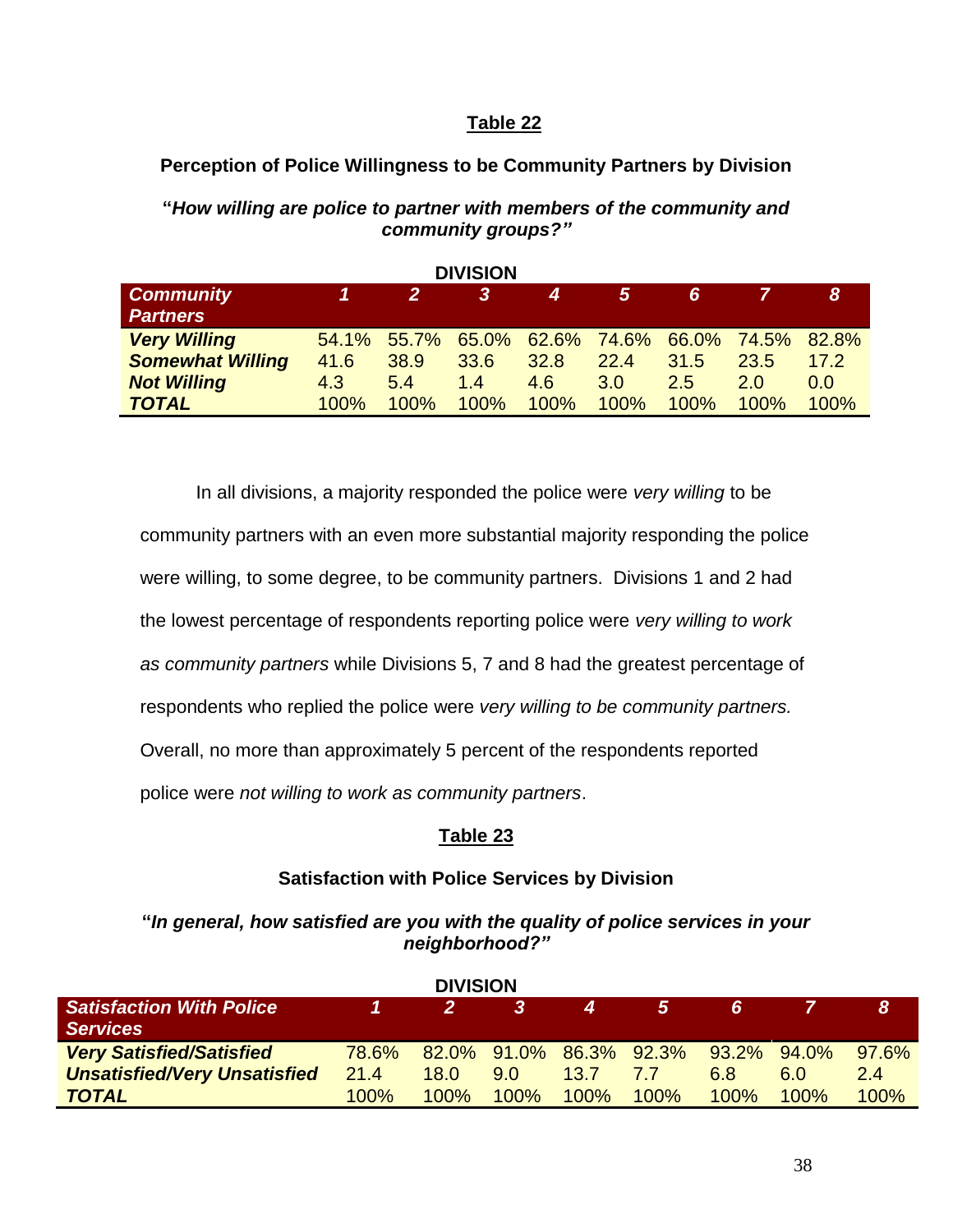## Table 22

### Perception of Police Willingness to be Community Partners by Division

**"*How willing are police to partner with members of the community and community groups?"***

| | DIVISION | | | | | | | |
|---|---|---|---|---|---|---|---|---|
| ***Community Partners*** | ***1*** | ***2*** | ***3*** | ***4*** | ***5*** | ***6*** | ***7*** | ***8*** |
| ***Very Willing*** | 54.1% | 55.7% | 65.0% | 62.6% | 74.6% | 66.0% | 74.5% | 82.8% |
| ***Somewhat Willing*** | 41.6 | 38.9 | 33.6 | 32.8 | 22.4 | 31.5 | 23.5 | 17.2 |
| ***Not Willing*** | 4.3 | 5.4 | 1.4 | 4.6 | 3.0 | 2.5 | 2.0 | 0.0 |
| ***TOTAL*** | 100% | 100% | 100% | 100% | 100% | 100% | 100% | 100% |

In all divisions, a majority responded the police were *very willing* to be community partners with an even more substantial majority responding the police were willing, to some degree, to be community partners. Divisions 1 and 2 had the lowest percentage of respondents reporting police were *very willing to work as community partners* while Divisions 5, 7 and 8 had the greatest percentage of respondents who replied the police were *very willing to be community partners.* Overall, no more than approximately 5 percent of the respondents reported police were *not willing to work as community partners*.

## Table 23

### Satisfaction with Police Services by Division

**"*In general, how satisfied are you with the quality of police services in your neighborhood?"***

| | DIVISION | | | | | | | |
|---|---|---|---|---|---|---|---|---|
| ***Satisfaction With Police Services*** | ***1*** | ***2*** | ***3*** | ***4*** | ***5*** | ***6*** | ***7*** | ***8*** |
| ***Very Satisfied/Satisfied*** | 78.6% | 82.0% | 91.0% | 86.3% | 92.3% | 93.2% | 94.0% | 97.6% |
| ***Unsatisfied/Very Unsatisfied*** | 21.4 | 18.0 | 9.0 | 13.7 | 7.7 | 6.8 | 6.0 | 2.4 |
| ***TOTAL*** | 100% | 100% | 100% | 100% | 100% | 100% | 100% | 100% |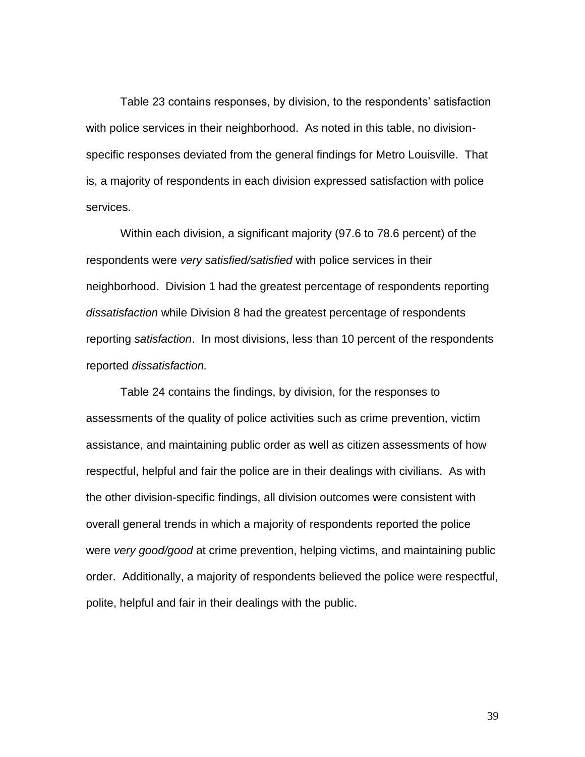Table 23 contains responses, by division, to the respondents' satisfaction with police services in their neighborhood. As noted in this table, no division-specific responses deviated from the general findings for Metro Louisville. That is, a majority of respondents in each division expressed satisfaction with police services.

Within each division, a significant majority (97.6 to 78.6 percent) of the respondents were *very satisfied/satisfied* with police services in their neighborhood. Division 1 had the greatest percentage of respondents reporting *dissatisfaction* while Division 8 had the greatest percentage of respondents reporting *satisfaction*. In most divisions, less than 10 percent of the respondents reported *dissatisfaction.*

Table 24 contains the findings, by division, for the responses to assessments of the quality of police activities such as crime prevention, victim assistance, and maintaining public order as well as citizen assessments of how respectful, helpful and fair the police are in their dealings with civilians. As with the other division-specific findings, all division outcomes were consistent with overall general trends in which a majority of respondents reported the police were *very good/good* at crime prevention, helping victims, and maintaining public order. Additionally, a majority of respondents believed the police were respectful, polite, helpful and fair in their dealings with the public.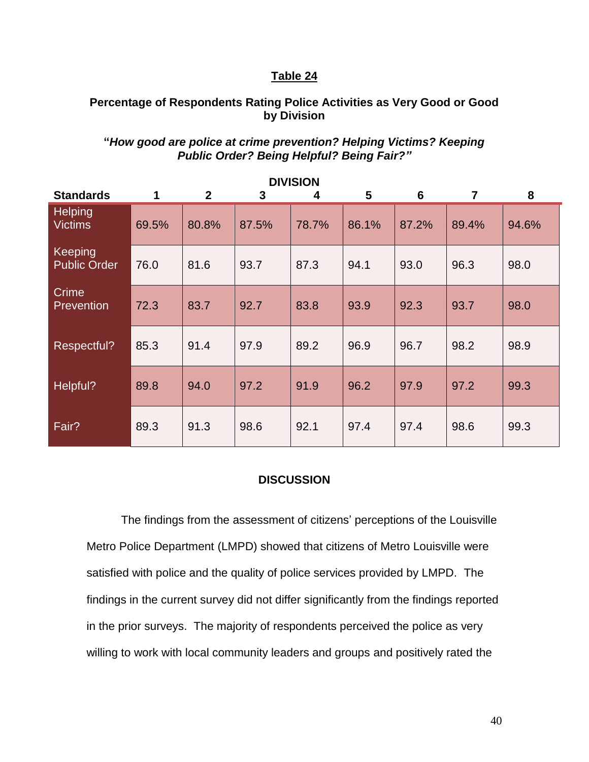## Table 24

**Percentage of Respondents Rating Police Activities as Very Good or Good by Division**

**"*How good are police at crime prevention? Helping Victims? Keeping Public Order? Being Helpful? Being Fair?*"**

| | DIVISION | | | | | | | |
|---|---|---|---|---|---|---|---|---|
| **Standards** | **1** | **2** | **3** | **4** | **5** | **6** | **7** | **8** |
| Helping Victims | 69.5% | 80.8% | 87.5% | 78.7% | 86.1% | 87.2% | 89.4% | 94.6% |
| Keeping Public Order | 76.0 | 81.6 | 93.7 | 87.3 | 94.1 | 93.0 | 96.3 | 98.0 |
| Crime Prevention | 72.3 | 83.7 | 92.7 | 83.8 | 93.9 | 92.3 | 93.7 | 98.0 |
| Respectful? | 85.3 | 91.4 | 97.9 | 89.2 | 96.9 | 96.7 | 98.2 | 98.9 |
| Helpful? | 89.8 | 94.0 | 97.2 | 91.9 | 96.2 | 97.9 | 97.2 | 99.3 |
| Fair? | 89.3 | 91.3 | 98.6 | 92.1 | 97.4 | 97.4 | 98.6 | 99.3 |

## DISCUSSION

The findings from the assessment of citizens' perceptions of the Louisville Metro Police Department (LMPD) showed that citizens of Metro Louisville were satisfied with police and the quality of police services provided by LMPD. The findings in the current survey did not differ significantly from the findings reported in the prior surveys. The majority of respondents perceived the police as very willing to work with local community leaders and groups and positively rated the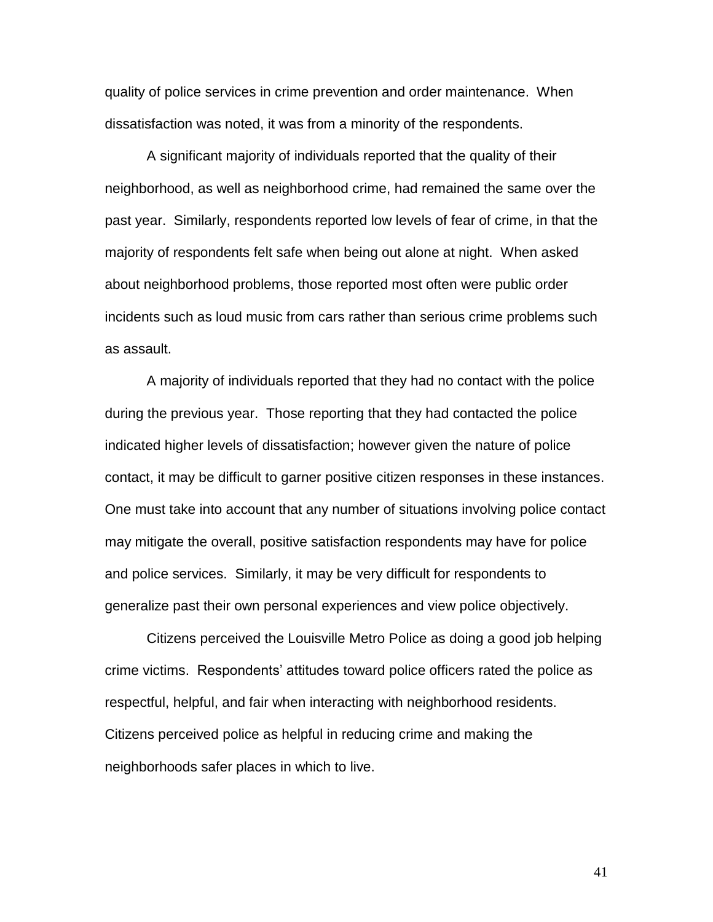quality of police services in crime prevention and order maintenance. When dissatisfaction was noted, it was from a minority of the respondents.

A significant majority of individuals reported that the quality of their neighborhood, as well as neighborhood crime, had remained the same over the past year. Similarly, respondents reported low levels of fear of crime, in that the majority of respondents felt safe when being out alone at night. When asked about neighborhood problems, those reported most often were public order incidents such as loud music from cars rather than serious crime problems such as assault.

A majority of individuals reported that they had no contact with the police during the previous year. Those reporting that they had contacted the police indicated higher levels of dissatisfaction; however given the nature of police contact, it may be difficult to garner positive citizen responses in these instances. One must take into account that any number of situations involving police contact may mitigate the overall, positive satisfaction respondents may have for police and police services. Similarly, it may be very difficult for respondents to generalize past their own personal experiences and view police objectively.

Citizens perceived the Louisville Metro Police as doing a good job helping crime victims. Respondents' attitudes toward police officers rated the police as respectful, helpful, and fair when interacting with neighborhood residents. Citizens perceived police as helpful in reducing crime and making the neighborhoods safer places in which to live.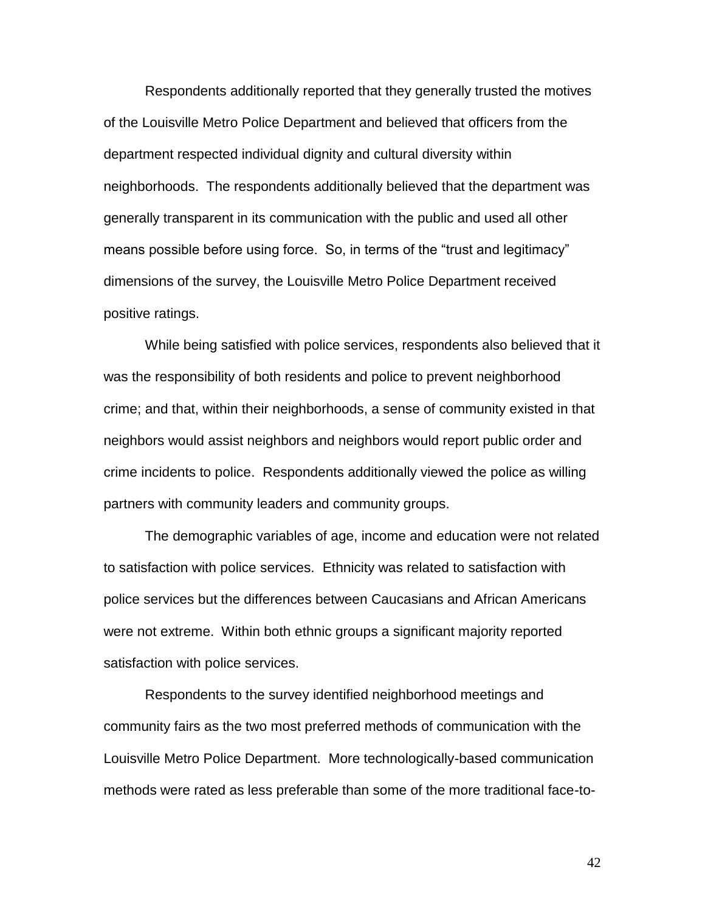Respondents additionally reported that they generally trusted the motives of the Louisville Metro Police Department and believed that officers from the department respected individual dignity and cultural diversity within neighborhoods. The respondents additionally believed that the department was generally transparent in its communication with the public and used all other means possible before using force. So, in terms of the "trust and legitimacy" dimensions of the survey, the Louisville Metro Police Department received positive ratings.

While being satisfied with police services, respondents also believed that it was the responsibility of both residents and police to prevent neighborhood crime; and that, within their neighborhoods, a sense of community existed in that neighbors would assist neighbors and neighbors would report public order and crime incidents to police. Respondents additionally viewed the police as willing partners with community leaders and community groups.

The demographic variables of age, income and education were not related to satisfaction with police services. Ethnicity was related to satisfaction with police services but the differences between Caucasians and African Americans were not extreme. Within both ethnic groups a significant majority reported satisfaction with police services.

Respondents to the survey identified neighborhood meetings and community fairs as the two most preferred methods of communication with the Louisville Metro Police Department. More technologically-based communication methods were rated as less preferable than some of the more traditional face-to-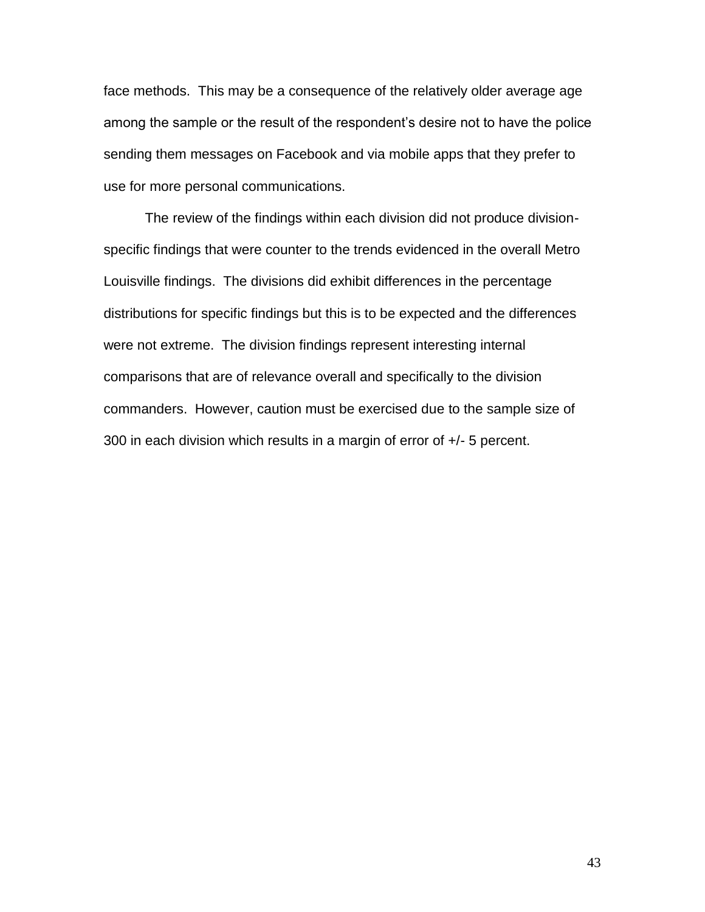face methods. This may be a consequence of the relatively older average age among the sample or the result of the respondent's desire not to have the police sending them messages on Facebook and via mobile apps that they prefer to use for more personal communications.

The review of the findings within each division did not produce division-specific findings that were counter to the trends evidenced in the overall Metro Louisville findings. The divisions did exhibit differences in the percentage distributions for specific findings but this is to be expected and the differences were not extreme. The division findings represent interesting internal comparisons that are of relevance overall and specifically to the division commanders. However, caution must be exercised due to the sample size of 300 in each division which results in a margin of error of +/- 5 percent.